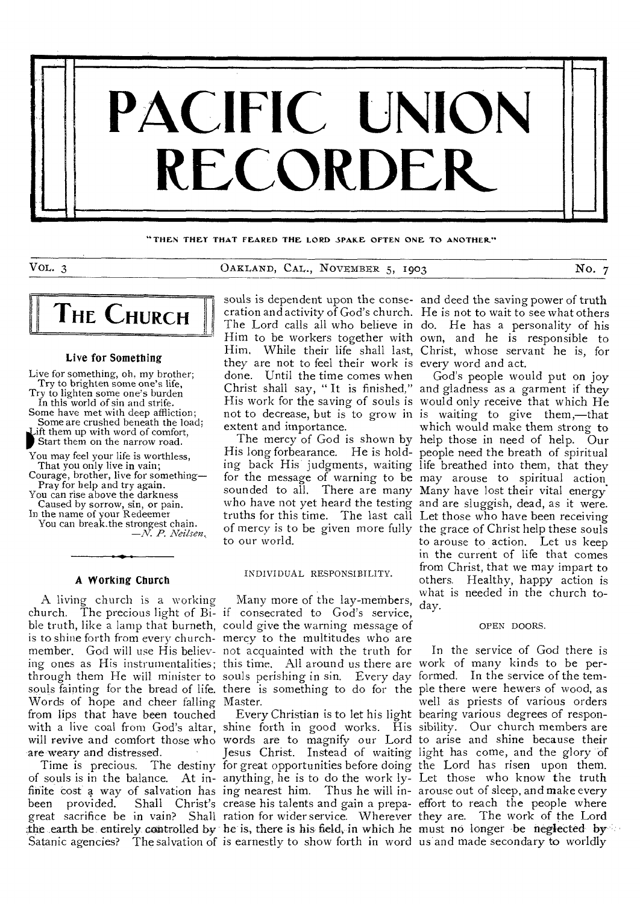# PACIFIC UNION RECORDER

"THEN THEY THAT FEARED THE LORD SPAKE OFTEN ONE TO ANOTHER"

VOL. 3 — OAKLAND, CAL., NOVEMBER 5, 1903 — No. 7

## THE CHURCH

### Live for Something

Live for something, oh, my brother;
Try to brighten some one's life,
Try to lighten some one's burden
In this world of sin and strife.
Some have met with deep affliction;
Some are crushed beneath the load;
Lift them up with word of comfort,
Start them on the narrow road.

You may feel your life is worthless,
That you only live in vain;
Courage, brother, live for something—
Pray for help and try again.
You can rise above the darkness
Caused by sorrow, sin, or pain.
In the name of your Redeemer
You can break the strongest chain.

—*N. P. Neilsen*.

### A Working Church

A living church is a working church. The precious light of Bible truth, like a lamp that burneth, is to shine forth from every church-member. God will use His believing ones as His instrumentalities; through them He will minister to souls fainting for the bread of life. Words of hope and cheer falling from lips that have been touched with a live coal from God's altar, will revive and comfort those who are weary and distressed.

Time is precious. The destiny of souls is in the balance. At infinite cost a way of salvation has been provided. Shall Christ's great sacrifice be in vain? Shall the earth be entirely controlled by Satanic agencies? The salvation of souls is dependent upon the consecration and activity of God's church. The Lord calls all who believe in Him to be workers together with Him. While their life shall last, they are not to feel their work is done. Until the time comes when Christ shall say, "It is finished," His work for the saving of souls is not to decrease, but is to grow in extent and importance.

The mercy of God is shown by His long forbearance. He is holding back His judgments, waiting for the message of warning to be sounded to all. There are many who have not yet heard the testing truths for this time. The last call of mercy is to be given more fully to our world.

#### INDIVIDUAL RESPONSIBILITY.

Many more of the lay-members, if consecrated to God's service, could give the warning message of mercy to the multitudes who are not acquainted with the truth for this time. All around us there are souls perishing in sin. Every day there is something to do for the Master.

Every Christian is to let his light shine forth in good works. His words are to magnify our Lord Jesus Christ. Instead of waiting for great opportunities before doing anything, he is to do the work lying nearest him. Thus he will increase his talents and gain a preparation for wider service. Wherever he is, there is his field, in which he is earnestly to show forth in word and deed the saving power of truth. He is not to wait to see what others do. He has a personality of his own, and he is responsible to Christ, whose servant he is, for every word and act.

God's people would put on joy and gladness as a garment if they would only receive that which He is waiting to give them,—that which would make them strong to help those in need of help. Our people need the breath of spiritual life breathed into them, that they may arouse to spiritual action. Many have lost their vital energy and are sluggish, dead, as it were. Let those who have been receiving the grace of Christ help these souls to arouse to action. Let us keep in the current of life that comes from Christ, that we may impart to others. Healthy, happy action is what is needed in the church today.

#### OPEN DOORS.

In the service of God there is work of many kinds to be performed. In the service of the temple there were hewers of wood, as well as priests of various orders bearing various degrees of responsibility. Our church members are to arise and shine because their light has come, and the glory of the Lord has risen upon them. Let those who know the truth arouse out of sleep, and make every effort to reach the people where they are. The work of the Lord must no longer be neglected by us and made secondary to worldly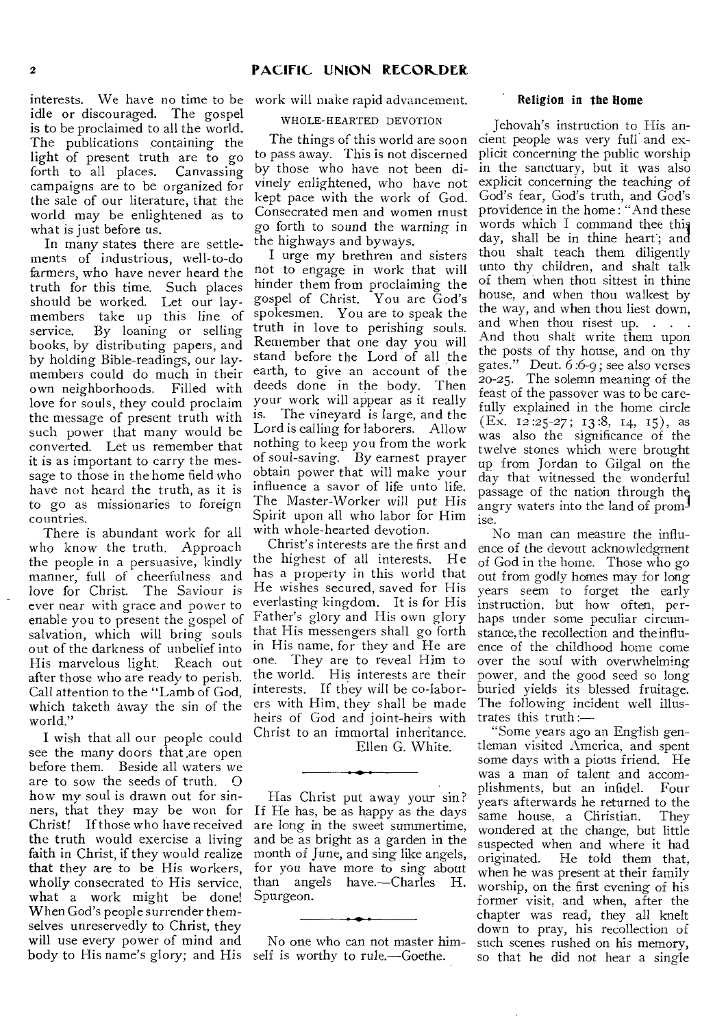interests. We have no time to be idle or discouraged. The gospel is to be proclaimed to all the world. The publications containing the light of present truth are to go forth to all places. Canvassing campaigns are to be organized for the sale of our literature, that the world may be enlightened as to what is just before us.

In many states there are settlements of industrious, well-to-do farmers, who have never heard the truth for this time. Such places should be worked. Let our lay-members take up this line of service. By loaning or selling books, by distributing papers, and by holding Bible-readings, our lay-members could do much in their own neighborhoods. Filled with love for souls, they could proclaim the message of present truth with such power that many would be converted. Let us remember that it is as important to carry the message to those in the home field who have not heard the truth, as it is to go as missionaries to foreign countries.

There is abundant work for all who know the truth. Approach the people in a persuasive, kindly manner, full of cheerfulness and love for Christ. The Saviour is ever near with grace and power to enable you to present the gospel of salvation, which will bring souls out of the darkness of unbelief into His marvelous light. Reach out after those who are ready to perish. Call attention to the "Lamb of God, which taketh away the sin of the world."

I wish that all our people could see the many doors that are open before them. Beside all waters we are to sow the seeds of truth. O how my soul is drawn out for sinners, that they may be won for Christ! If those who have received the truth would exercise a living faith in Christ, if they would realize that they are to be His workers, wholly consecrated to His service, what a work might be done! When God's people surrender themselves unreservedly to Christ, they will use every power of mind and body to His name's glory; and His work will make rapid advancement.

WHOLE-HEARTED DEVOTION

The things of this world are soon to pass away. This is not discerned by those who have not been divinely enlightened, who have not kept pace with the work of God. Consecrated men and women must go forth to sound the warning in the highways and byways.

I urge my brethren and sisters not to engage in work that will hinder them from proclaiming the gospel of Christ. You are God's spokesmen. You are to speak the truth in love to perishing souls. Remember that one day you will stand before the Lord of all the earth, to give an account of the deeds done in the body. Then your work will appear as it really is. The vineyard is large, and the Lord is calling for laborers. Allow nothing to keep you from the work of soul-saving. By earnest prayer obtain power that will make your influence a savor of life unto life. The Master-Worker will put His Spirit upon all who labor for Him with whole-hearted devotion.

Christ's interests are the first and the highest of all interests. He has a property in this world that He wishes secured, saved for His everlasting kingdom. It is for His Father's glory and His own glory that His messengers shall go forth in His name, for they and He are one. They are to reveal Him to the world. His interests are their interests. If they will be co-laborers with Him, they shall be made heirs of God and joint-heirs with Christ to an immortal inheritance.

Ellen G. White.

---

Has Christ put away your sin? If He has, be as happy as the days are long in the sweet summertime, and be as bright as a garden in the month of June, and sing like angels, for you have more to sing about than angels have.—Charles H. Spurgeon.

---

No one who can not master himself is worthy to rule.—Goethe.

## Religion in the Home

Jehovah's instruction to His ancient people was very full and explicit concerning the public worship in the sanctuary, but it was also explicit concerning the teaching of God's fear, God's truth, and God's providence in the home: "And these words which I command thee this day, shall be in thine heart; and thou shalt teach them diligently unto thy children, and shalt talk of them when thou sittest in thine house, and when thou walkest by the way, and when thou liest down, and when thou risest up. . . . And thou shalt write them upon the posts of thy house, and on thy gates." Deut. 6:6-9; see also verses 20-25. The solemn meaning of the feast of the passover was to be carefully explained in the home circle (Ex. 12:25-27; 13:8, 14, 15), as was also the significance of the twelve stones which were brought up from Jordan to Gilgal on the day that witnessed the wonderful passage of the nation through the angry waters into the land of promise.

No man can measure the influence of the devout acknowledgment of God in the home. Those who go out from godly homes may for long years seem to forget the early instruction, but how often, perhaps under some peculiar circumstance, the recollection and the influence of the childhood home come over the soul with overwhelming power, and the good seed so long buried yields its blessed fruitage. The following incident well illustrates this truth:—

"Some years ago an English gentleman visited America, and spent some days with a pious friend. He was a man of talent and accomplishments, but an infidel. Four years afterwards he returned to the same house, a Christian. They wondered at the change, but little suspected when and where it had originated. He told them that, when he was present at their family worship, on the first evening of his former visit, and when, after the chapter was read, they all knelt down to pray, his recollection of such scenes rushed on his memory, so that he did not hear a single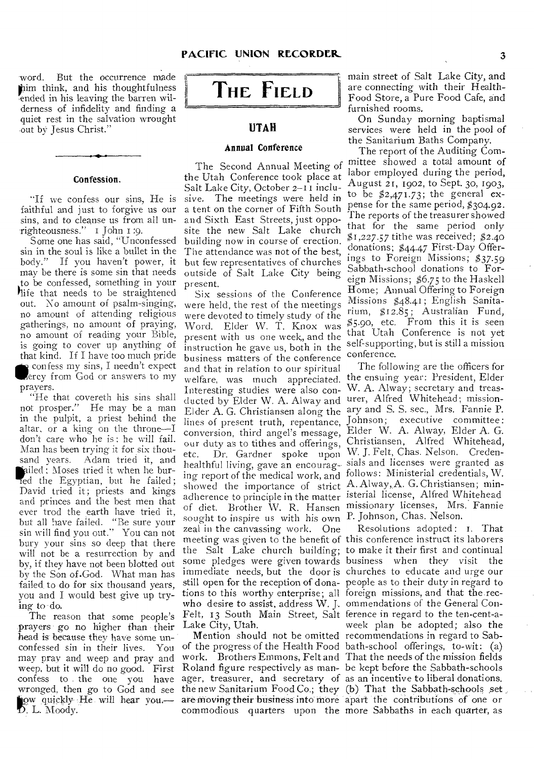word. But the occurrence made him think, and his thoughtfulness ended in his leaving the barren wilderness of infidelity and finding a quiet rest in the salvation wrought out by Jesus Christ."

### Confession.

"If we confess our sins, He is faithful and just to forgive us our sins, and to cleanse us from all unrighteousness." 1 John 1:9.

Some one has said, "Unconfessed sin in the soul is like a bullet in the body." If you haven't power, it may be there is some sin that needs to be confessed, something in your life that needs to be straightened out. No amount of psalm-singing, no amount of attending religious gatherings, no amount of praying, no amount of reading your Bible, is going to cover up anything of that kind. If I have too much pride to confess my sins, I needn't expect mercy from God or answers to my prayers.

"He that covereth his sins shall not prosper." He may be a man in the pulpit, a priest behind the altar, or a king on the throne—I don't care who he is: he will fail. Man has been trying it for six thousand years. Adam tried it, and failed; Moses tried it when he buried the Egyptian, but he failed; David tried it; priests and kings and princes and the best men that ever trod the earth have tried it, but all have failed. "Be sure your sin will find you out." You can not bury your sins so deep that there will not be a resurrection by and by, if they have not been blotted out by the Son of God. What man has failed to do for six thousand years, you and I would best give up trying to do.

The reason that some people's prayers go no higher than their head is because they have some unconfessed sin in their lives. You may pray and weep and pray and weep, but it will do no good. First confess to the one you have wronged, then go to God and see how quickly He will hear you.—D. L. Moody.

# THE FIELD

## UTAH

### Annual Conference

The Second Annual Meeting of the Utah Conference took place at Salt Lake City, October 2–11 inclusive. The meetings were held in a tent on the corner of Fifth South and Sixth East Streets, just opposite the new Salt Lake church building now in course of erection. The attendance was not of the best, but few representatives of churches outside of Salt Lake City being present.

Six sessions of the Conference were held, the rest of the meetings were devoted to timely study of the Word. Elder W. T. Knox was present with us one week, and the instruction he gave us, both in the business matters of the conference and that in relation to our spiritual welfare, was much appreciated. Interesting studies were also conducted by Elder W. A. Alway and Elder A. G. Christiansen along the lines of present truth, repentance, conversion, third angel's message, our duty as to tithes and offerings, etc. Dr. Gardner spoke upon healthful living, gave an encouraging report of the medical work, and showed the importance of strict adherence to principle in the matter of diet. Brother W. R. Hansen sought to inspire us with his own zeal in the canvassing work. One meeting was given to the benefit of the Salt Lake church building; some pledges were given towards immediate needs, but the door is still open for the reception of donations to this worthy enterprise; all who desire to assist, address W. J. Felt, 13 South Main Street, Salt Lake City, Utah.

Mention should not be omitted of the progress of the Health Food work. Brothers Emmons, Felt and Roland figure respectively as manager, treasurer, and secretary of the new Sanitarium Food Co.; they are moving their business into more commodious quarters upon the main street of Salt Lake City, and are connecting with their Health-Food Store, a Pure Food Cafe, and furnished rooms.

On Sunday morning baptismal services were held in the pool of the Sanitarium Baths Company.

The report of the Auditing Committee showed a total amount of labor employed during the period, August 21, 1902, to Sept. 30, 1903, to be $2,471.73; the general expense for the same period, $304.92. The reports of the treasurer showed that for the same period only $1,227.57 tithe was received; $2.40 donations; $44.47 First-Day Offerings to Foreign Missions; $37.59 Sabbath-school donations to Foreign Missions; $6.75 to the Haskell Home; Annual Offering to Foreign Missions $48.41; English Sanitarium, $12.85; Australian Fund, $5.90, etc. From this it is seen that Utah Conference is not yet self-supporting, but is still a mission conference.

The following are the officers for the ensuing year: President, Elder W. A. Alway; secretary and treasurer, Alfred Whitehead; missionary and S. S. sec., Mrs. Fannie P. Johnson; executive committee: Elder W. A. Alway, Elder A. G. Christiansen, Alfred Whitehead, W. J. Felt, Chas. Nelson. Credensials and licenses were granted as follows: Ministerial credentials, W. A. Alway, A. G. Christiansen; ministerial license, Alfred Whitehead; missionary licenses, Mrs. Fannie P. Johnson, Chas. Nelson.

Resolutions adopted: 1. That this conference instruct its laborers to make it their first and continual business when they visit the churches to educate and urge our people as to their duty in regard to foreign missions, and that the recommendations of the General Conference in regard to the ten-cent-a-week plan be adopted; also the recommendations in regard to Sabbath-school offerings, to-wit: (a) That the needs of the mission fields be kept before the Sabbath-schools as an incentive to liberal donations. (b) That the Sabbath-schools set apart the contributions of one or more Sabbaths in each quarter, as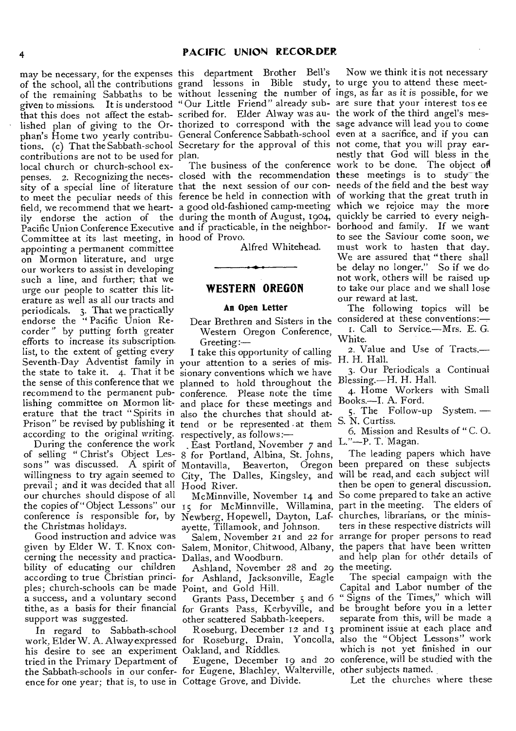may be necessary, for the expenses of the school, all the contributions of the remaining Sabbaths to be given to missions. It is understood that this does not affect the established plan of giving to the Orphan's Home two yearly contributions. (c) That the Sabbath-school contributions are not to be used for local church or church-school expenses. 2. Recognizing the necessity of a special line of literature to meet the peculiar needs of this field, we recommend that we heartily endorse the action of the Pacific Union Conference Executive Committee at its last meeting, in appointing a permanent committee on Mormon literature, and urge our workers to assist in developing such a line, and further; that we urge our people to scatter this literature as well as all our tracts and periodicals. 3. That we practically endorse the "Pacific Union Recorder" by putting forth greater efforts to increase its subscription list, to the extent of getting every Seventh-Day Adventist family in the state to take it. 4. That it be the sense of this conference that we recommend to the permanent publishing committee on Mormon literature that the tract "Spirits in Prison" be revised by publishing it according to the original writing.

During the conference the work of selling "Christ's Object Lessons" was discussed. A spirit of willingness to try again seemed to prevail; and it was decided that all our churches should dispose of all the copies of "Object Lessons" our conference is responsible for, by the Christmas holidays.

Good instruction and advice was given by Elder W. T. Knox concerning the necessity and practicability of educating our children according to true Christian principles; church-schools can be made a success, and a voluntary second tithe, as a basis for their financial support was suggested.

In regard to Sabbath-school work, Elder W. A. Alway expressed his desire to see an experiment tried in the Primary Department of the Sabbath-schools in our conference for one year; that is, to use in this department Brother Bell's grand lessons in Bible study, without lessening the number of "Our Little Friend" already subscribed for. Elder Alway was authorized to correspond with the General Conference Sabbath-school Secretary for the approval of this plan.

The business of the conference closed with the recommendation that the next session of our conference be held in connection with a good old-fashioned camp-meeting during the month of August, 1904, and if practicable, in the neighborhood of Provo.

Alfred Whitehead.

## WESTERN OREGON

### An Open Letter

Dear Brethren and Sisters in the Western Oregon Conference, Greeting:—

I take this opportunity of calling your attention to a series of missionary conventions which we have planned to hold throughout the conference. Please note the time and place for these meetings and also the churches that should attend or be represented at them respectively, as follows:—

East Portland, November 7 and 8 for Portland, Albina, St. Johns, Montavilla, Beaverton, Oregon City, The Dalles, Kingsley, and Hood River.

McMinnville, November 14 and 15 for McMinnville, Willamina, Newberg, Hopewell, Dayton, Lafayette, Tillamook, and Johnson.

Salem, November 21 and 22 for Salem, Monitor, Chitwood, Albany, Dallas, and Woodburn.

Ashland, November 28 and 29 for Ashland, Jacksonville, Eagle Point, and Gold Hill.

Grants Pass, December 5 and 6 for Grants Pass, Kerbyville, and other scattered Sabbath-keepers.

Roseburg, December 12 and 13 for Roseburg, Drain, Yoncolla, Oakland, and Riddles.

Eugene, December 19 and 20 for Eugene, Blachley, Walterville, Cottage Grove, and Divide.

Now we think it is not necessary to urge you to attend these meetings, as far as it is possible, for we are sure that your interest to see the work of the third angel's message advance will lead you to come even at a sacrifice, and if you can not come, that you will pray earnestly that God will bless in the work to be done. The object of these meetings is to study the needs of the field and the best way of working that the great truth in which we rejoice may the more quickly be carried to every neighborhood and family. If we want to see the Saviour come soon, we must work to hasten that day. We are assured that "there shall be delay no longer." So if we do not work, others will be raised up to take our place and we shall lose our reward at last.

The following topics will be considered at these conventions:—

1. Call to Service.—Mrs. E. G. White.
2. Value and Use of Tracts.—H. H. Hall.
3. Our Periodicals a Continual Blessing.—H. H. Hall.
4. Home Workers with Small Books.—I. A. Ford.
5. The Follow-up System. — S. N. Curtiss.
6. Mission and Results of "C. O. L."—P. T. Magan.

The leading papers which have been prepared on these subjects will be read, and each subject will then be open to general discussion. So come prepared to take an active part in the meeting. The elders of churches, librarians, or the ministers in these respective districts will arrange for proper persons to read the papers that have been written and help plan for other details of the meeting.

The special campaign with the Capital and Labor number of the "Signs of the Times," which will be brought before you in a letter separate from this, will be made a prominent issue at each place and also the "Object Lessons" work which is not yet finished in our conference, will be studied with the other subjects named.

Let the churches where these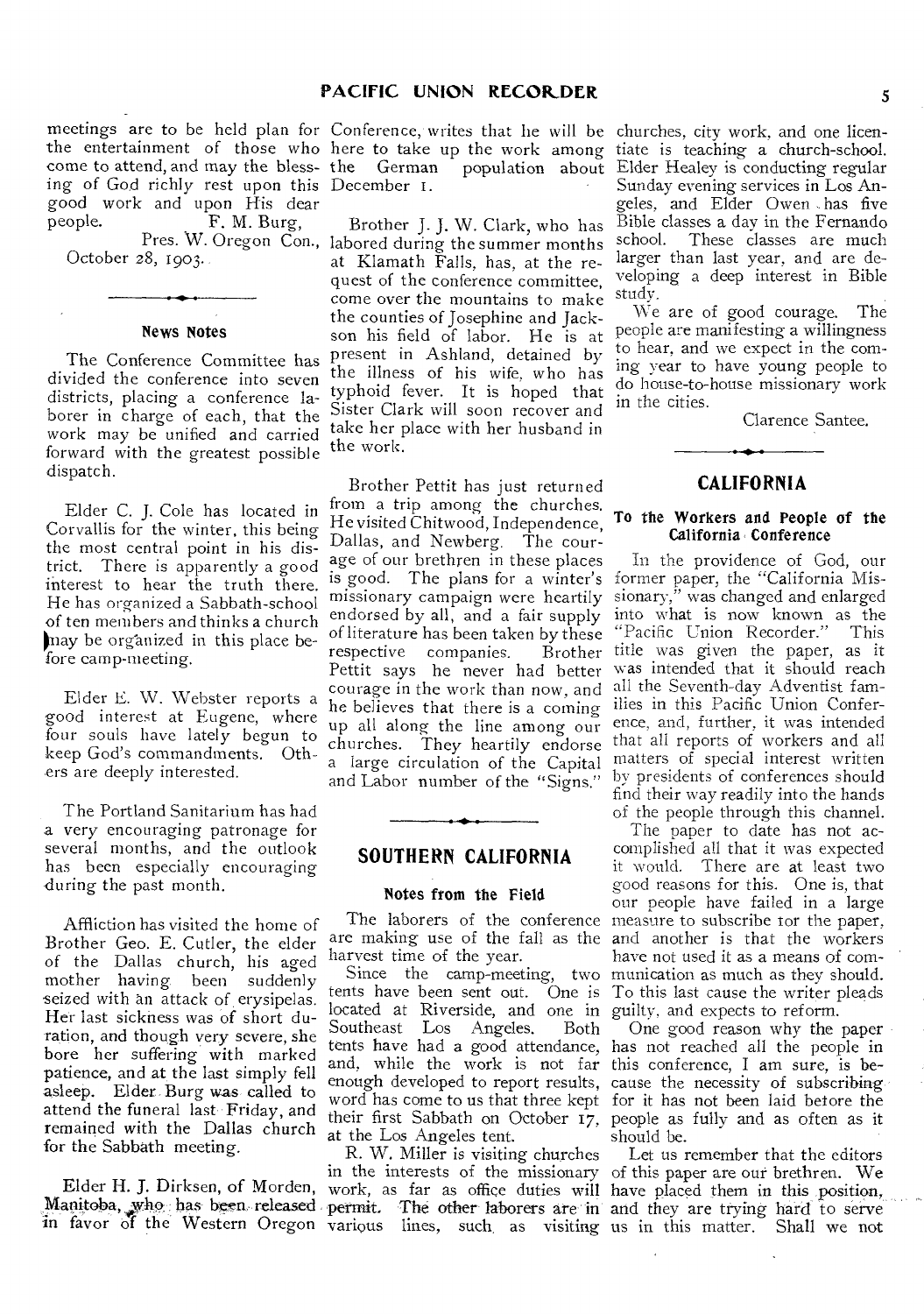meetings are to be held plan for the entertainment of those who come to attend, and may the blessing of God richly rest upon this good work and upon His dear people.

F. M. Burg,
Pres. W. Oregon Con.,

October 28, 1903.

---

### News Notes

The Conference Committee has divided the conference into seven districts, placing a conference laborer in charge of each, that the work may be unified and carried forward with the greatest possible dispatch.

Elder C. J. Cole has located in Corvallis for the winter, this being the most central point in his district. There is apparently a good interest to hear the truth there. He has organized a Sabbath-school of ten members and thinks a church may be organized in this place before camp-meeting.

Elder E. W. Webster reports a good interest at Eugene, where four souls have lately begun to keep God's commandments. Others are deeply interested.

The Portland Sanitarium has had a very encouraging patronage for several months, and the outlook has been especially encouraging during the past month.

Affliction has visited the home of Brother Geo. E. Cutler, the elder of the Dallas church, his aged mother having been suddenly seized with an attack of erysipelas. Her last sickness was of short duration, and though very severe, she bore her suffering with marked patience, and at the last simply fell asleep. Elder Burg was called to attend the funeral last Friday, and remained with the Dallas church for the Sabbath meeting.

Elder H. J. Dirksen, of Morden, Manitoba, who has been released in favor of the Western Oregon Conference, writes that he will be here to take up the work among the German population about December 1.

Brother J. J. W. Clark, who has labored during the summer months at Klamath Falls, has, at the request of the conference committee, come over the mountains to make the counties of Josephine and Jackson his field of labor. He is at present in Ashland, detained by the illness of his wife, who has typhoid fever. It is hoped that Sister Clark will soon recover and take her place with her husband in the work.

Brother Pettit has just returned from a trip among the churches. He visited Chitwood, Independence, Dallas, and Newberg. The courage of our brethren in these places is good. The plans for a winter's missionary campaign were heartily endorsed by all, and a fair supply of literature has been taken by these respective companies. Brother Pettit says he never had better courage in the work than now, and he believes that there is a coming up all along the line among our churches. They heartily endorse a large circulation of the Capital and Labor number of the "Signs."

---

## SOUTHERN CALIFORNIA

### Notes from the Field

The laborers of the conference are making use of the fall as the harvest time of the year.

Since the camp-meeting, two tents have been sent out. One is located at Riverside, and one in Southeast Los Angeles. Both tents have had a good attendance, and, while the work is not far enough developed to report results, word has come to us that three kept their first Sabbath on October 17, at the Los Angeles tent.

R. W. Miller is visiting churches in the interests of the missionary work, as far as office duties will permit. The other laborers are in various lines, such as visiting churches, city work, and one licentiate is teaching a church-school. Elder Healey is conducting regular Sunday evening services in Los Angeles, and Elder Owen has five Bible classes a day in the Fernando school. These classes are much larger than last year, and are developing a deep interest in Bible study.

We are of good courage. The people are manifesting a willingness to hear, and we expect in the coming year to have young people to do house-to-house missionary work in the cities.

Clarence Santee.

---

## CALIFORNIA

### To the Workers and People of the California Conference

In the providence of God, our former paper, the "California Missionary," was changed and enlarged into what is now known as the "Pacific Union Recorder." This title was given the paper, as it was intended that it should reach all the Seventh-day Adventist families in this Pacific Union Conference, and, further, it was intended that all reports of workers and all matters of special interest written by presidents of conferences should find their way readily into the hands of the people through this channel.

The paper to date has not accomplished all that it was expected it would. There are at least two good reasons for this. One is, that our people have failed in a large measure to subscribe for the paper, and another is that the workers have not used it as a means of communication as much as they should. To this last cause the writer pleads guilty, and expects to reform.

One good reason why the paper has not reached all the people in this conference, I am sure, is because the necessity of subscribing for it has not been laid before the people as fully and as often as it should be.

Let us remember that the editors of this paper are our brethren. We have placed them in this position, and they are trying hard to serve us in this matter. Shall we not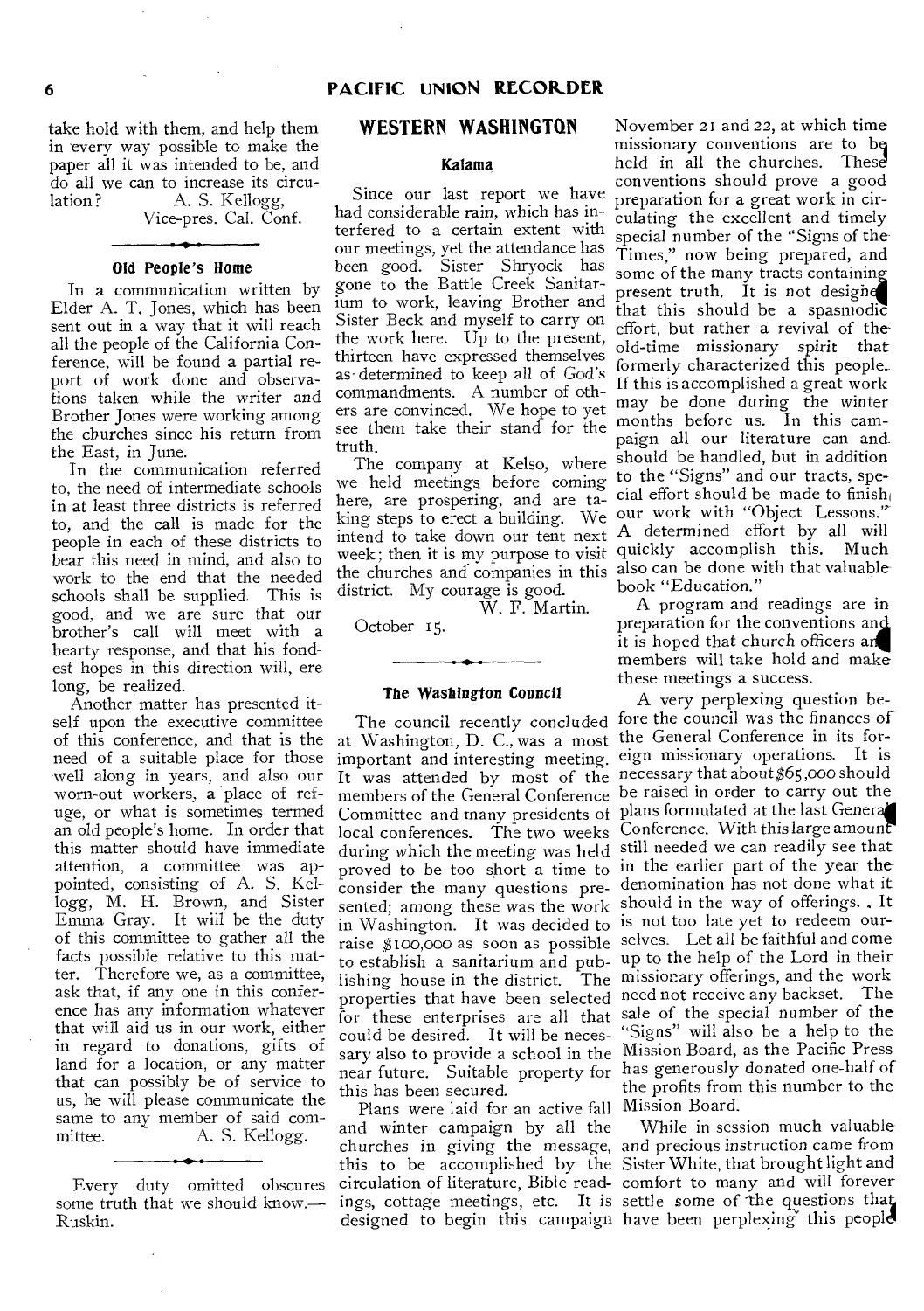take hold with them, and help them in every way possible to make the paper all it was intended to be, and do all we can to increase its circulation?

A. S. Kellogg,
Vice-pres. Cal. Conf.

### Old People's Home

In a communication written by Elder A. T. Jones, which has been sent out in a way that it will reach all the people of the California Conference, will be found a partial report of work done and observations taken while the writer and Brother Jones were working among the churches since his return from the East, in June.

In the communication referred to, the need of intermediate schools in at least three districts is referred to, and the call is made for the people in each of these districts to bear this need in mind, and also to work to the end that the needed schools shall be supplied. This is good, and we are sure that our brother's call will meet with a hearty response, and that his fondest hopes in this direction will, ere long, be realized.

Another matter has presented itself upon the executive committee of this conference, and that is the need of a suitable place for those well along in years, and also our worn-out workers, a place of refuge, or what is sometimes termed an old people's home. In order that this matter should have immediate attention, a committee was appointed, consisting of A. S. Kellogg, M. H. Brown, and Sister Emma Gray. It will be the duty of this committee to gather all the facts possible relative to this matter. Therefore we, as a committee, ask that, if any one in this conference has any information whatever that will aid us in our work, either in regard to donations, gifts of land for a location, or any matter that can possibly be of service to us, he will please communicate the same to any member of said committee.

A. S. Kellogg.

Every duty omitted obscures some truth that we should know.—Ruskin.

## WESTERN WASHINGTON

### Kalama

Since our last report we have had considerable rain, which has interfered to a certain extent with our meetings, yet the attendance has been good. Sister Shryock has gone to the Battle Creek Sanitarium to work, leaving Brother and Sister Beck and myself to carry on the work here. Up to the present, thirteen have expressed themselves as determined to keep all of God's commandments. A number of others are convinced. We hope to yet see them take their stand for the truth.

The company at Kelso, where we held meetings before coming here, are prospering, and are taking steps to erect a building. We intend to take down our tent next week; then it is my purpose to visit the churches and companies in this district. My courage is good.

W. F. Martin.

October 15.

### The Washington Council

The council recently concluded at Washington, D. C., was a most important and interesting meeting. It was attended by most of the members of the General Conference Committee and many presidents of local conferences. The two weeks during which the meeting was held proved to be too short a time to consider the many questions presented; among these was the work in Washington. It was decided to raise $100,000 as soon as possible to establish a sanitarium and publishing house in the district. The properties that have been selected for these enterprises are all that could be desired. It will be necessary also to provide a school in the near future. Suitable property for this has been secured.

Plans were laid for an active fall and winter campaign by all the churches in giving the message, this to be accomplished by the circulation of literature, Bible readings, cottage meetings, etc. It is designed to begin this campaign November 21 and 22, at which time missionary conventions are to be held in all the churches. These conventions should prove a good preparation for a great work in circulating the excellent and timely special number of the "Signs of the Times," now being prepared, and some of the many tracts containing present truth. It is not designed that this should be a spasmodic effort, but rather a revival of the old-time missionary spirit that formerly characterized this people. If this is accomplished a great work may be done during the winter months before us. In this campaign all our literature can and should be handled, but in addition to the "Signs" and our tracts, special effort should be made to finish our work with "Object Lessons." A determined effort by all will quickly accomplish this. Much also can be done with that valuable book "Education."

A program and readings are in preparation for the conventions and it is hoped that church officers and members will take hold and make these meetings a success.

A very perplexing question before the council was the finances of the General Conference in its foreign missionary operations. It is necessary that about $65,000 should be raised in order to carry out the plans formulated at the last General Conference. With this large amount still needed we can readily see that in the earlier part of the year the denomination has not done what it should in the way of offerings. It is not too late yet to redeem ourselves. Let all be faithful and come up to the help of the Lord in their missionary offerings, and the work need not receive any backset. The sale of the special number of the "Signs" will also be a help to the Mission Board, as the Pacific Press has generously donated one-half of the profits from this number to the Mission Board.

While in session much valuable and precious instruction came from Sister White, that brought light and comfort to many and will forever settle some of the questions that have been perplexing this people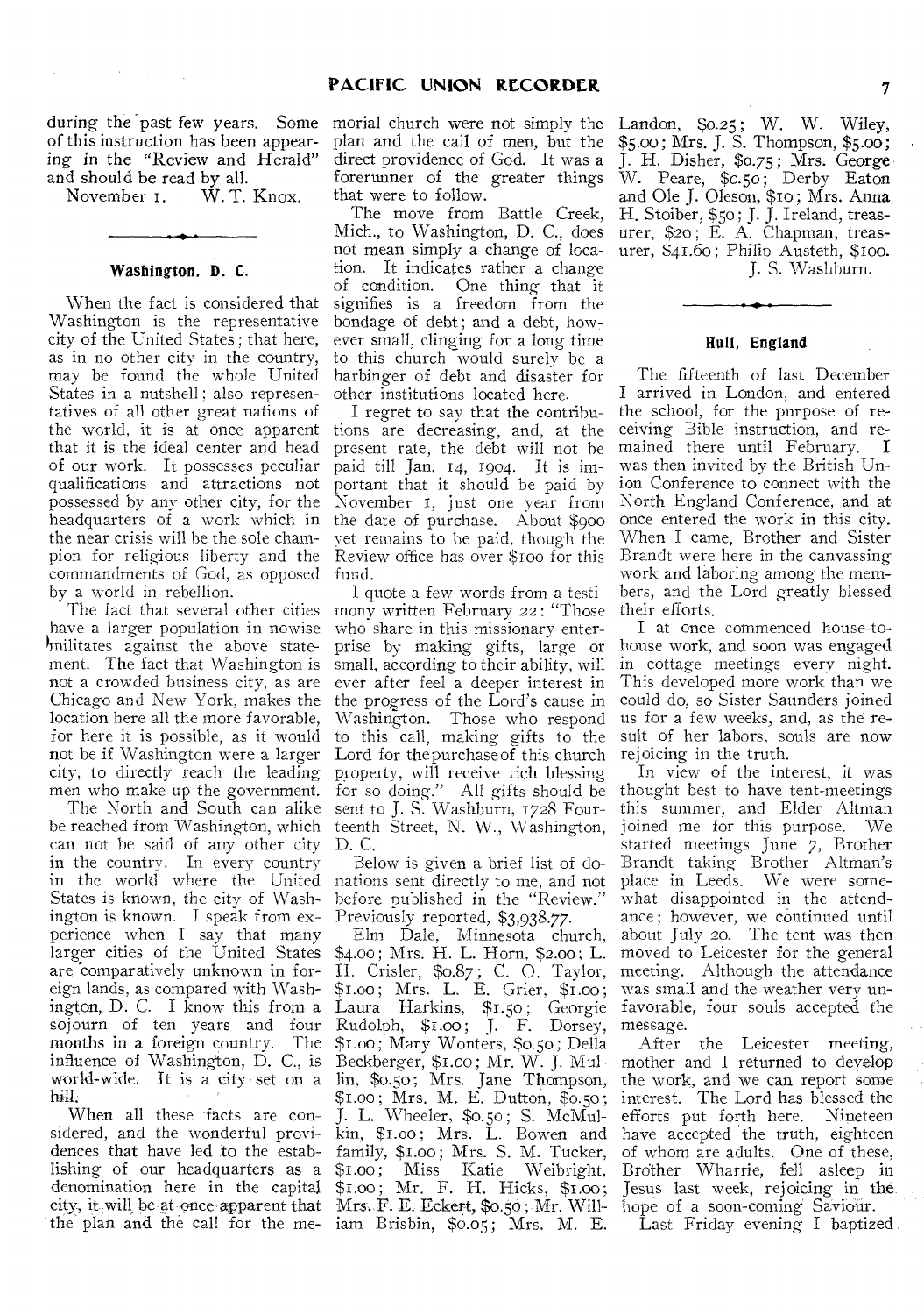during the past few years. Some of this instruction has been appearing in the "Review and Herald" and should be read by all.

November 1. W. T. Knox.

---

## Washington, D. C.

When the fact is considered that Washington is the representative city of the United States; that here, as in no other city in the country, may be found the whole United States in a nutshell; also representatives of all other great nations of the world, it is at once apparent that it is the ideal center and head of our work. It possesses peculiar qualifications and attractions not possessed by any other city, for the headquarters of a work which in the near crisis will be the sole champion for religious liberty and the commandments of God, as opposed by a world in rebellion.

The fact that several other cities have a larger population in nowise militates against the above statement. The fact that Washington is not a crowded business city, as are Chicago and New York, makes the location here all the more favorable, for here it is possible, as it would not be if Washington were a larger city, to directly reach the leading men who make up the government.

The North and South can alike be reached from Washington, which can not be said of any other city in the country. In every country in the world where the United States is known, the city of Washington is known. I speak from experience when I say that many larger cities of the United States are comparatively unknown in foreign lands, as compared with Washington, D. C. I know this from a sojourn of ten years and four months in a foreign country. The influence of Washington, D. C., is world-wide. It is a city set on a hill.

When all these facts are considered, and the wonderful providences that have led to the establishing of our headquarters as a denomination here in the capital city, it will be at once apparent that the plan and the call for the memorial church were not simply the plan and the call of men, but the direct providence of God. It was a forerunner of the greater things that were to follow.

The move from Battle Creek, Mich., to Washington, D. C., does not mean simply a change of location. It indicates rather a change of condition. One thing that it signifies is a freedom from the bondage of debt; and a debt, however small, clinging for a long time to this church would surely be a harbinger of debt and disaster for other institutions located here.

I regret to say that the contributions are decreasing, and, at the present rate, the debt will not be paid till Jan. 14, 1904. It is important that it should be paid by November 1, just one year from the date of purchase. About $900 yet remains to be paid, though the Review office has over $100 for this fund.

I quote a few words from a testimony written February 22: "Those who share in this missionary enterprise by making gifts, large or small, according to their ability, will ever after feel a deeper interest in the progress of the Lord's cause in Washington. Those who respond to this call, making gifts to the Lord for the purchase of this church property, will receive rich blessing for so doing." All gifts should be sent to J. S. Washburn, 1728 Fourteenth Street, N. W., Washington, D. C.

Below is given a brief list of donations sent directly to me, and not before published in the "Review." Previously reported, $3,938.77.

Elm Dale, Minnesota church, $4.00; Mrs. H. L. Horn, $2.00; L. H. Crisler, $0.87; C. O. Taylor, $1.00; Mrs. L. E. Grier, $1.00; Laura Harkins, $1.50; Georgie Rudolph, $1.00; J. F. Dorsey, $1.00; Mary Wonters, $0.50; Della Beckberger, $1.00; Mr. W. J. Mullin, $0.50; Mrs. Jane Thompson, $1.00; Mrs. M. E. Dutton, $0.50; J. L. Wheeler, $0.50; S. McMulkin, $1.00; Mrs. L. Bowen and family, $1.00; Mrs. S. M. Tucker, $1.00; Miss Katie Weibright, $1.00; Mr. F. H. Hicks, $1.00; Mrs. F. E. Eckert, $0.50; Mr. William Brisbin, $0.05; Mrs. M. E. Landon, $0.25; W. W. Wiley, $5.00; Mrs. J. S. Thompson, $5.00; J. H. Disher, $0.75; Mrs. George W. Peare, $0.50; Derby Eaton and Ole J. Oleson, $10; Mrs. Anna H. Stoiber, $50; J. J. Ireland, treasurer, $20; E. A. Chapman, treasurer, $41.60; Philip Austeth, $100.

J. S. Washburn.

---

## Hull, England

The fifteenth of last December I arrived in London, and entered the school, for the purpose of receiving Bible instruction, and remained there until February. I was then invited by the British Union Conference to connect with the North England Conference, and at once entered the work in this city. When I came, Brother and Sister Brandt were here in the canvassing work and laboring among the members, and the Lord greatly blessed their efforts.

I at once commenced house-to-house work, and soon was engaged in cottage meetings every night. This developed more work than we could do, so Sister Saunders joined us for a few weeks, and, as the result of her labors, souls are now rejoicing in the truth.

In view of the interest, it was thought best to have tent-meetings this summer, and Elder Altman joined me for this purpose. We started meetings June 7, Brother Brandt taking Brother Altman's place in Leeds. We were somewhat disappointed in the attendance; however, we continued until about July 20. The tent was then moved to Leicester for the general meeting. Although the attendance was small and the weather very unfavorable, four souls accepted the message.

After the Leicester meeting, mother and I returned to develop the work, and we can report some interest. The Lord has blessed the efforts put forth here. Nineteen have accepted the truth, eighteen of whom are adults. One of these, Brother Wharrie, fell asleep in Jesus last week, rejoicing in the hope of a soon-coming Saviour.

Last Friday evening I baptized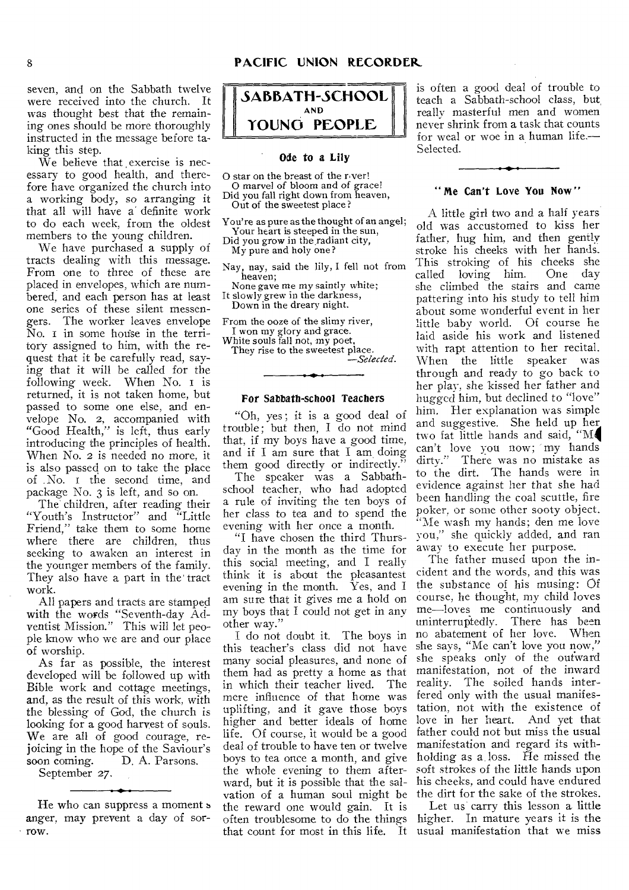seven, and on the Sabbath twelve were received into the church. It was thought best that the remaining ones should be more thoroughly instructed in the message before taking this step.

We believe that exercise is necessary to good health, and therefore have organized the church into a working body, so arranging it that all will have a definite work to do each week, from the oldest members to the young children.

We have purchased a supply of tracts dealing with this message. From one to three of these are placed in envelopes, which are numbered, and each person has at least one series of these silent messengers. The worker leaves envelope No. 1 in some house in the territory assigned to him, with the request that it be carefully read, saying that it will be called for the following week. When No. 1 is returned, it is not taken home, but passed to some one else, and envelope No. 2, accompanied with "Good Health," is left, thus early introducing the principles of health. When No. 2 is needed no more, it is also passed on to take the place of No. 1 the second time, and package No. 3 is left, and so on.

The children, after reading their "Youth's Instructor" and "Little Friend," take them to some home where there are children, thus seeking to awaken an interest in the younger members of the family. They also have a part in the tract work.

All papers and tracts are stamped with the words "Seventh-day Adventist Mission." This will let people know who we are and our place of worship.

As far as possible, the interest developed will be followed up with Bible work and cottage meetings, and, as the result of this work, with the blessing of God, the church is looking for a good harvest of souls. We are all of good courage, rejoicing in the hope of the Saviour's soon coming. D. A. Parsons.

September 27.

---

He who can suppress a moment's anger, may prevent a day of sorrow.

# SABBATH-SCHOOL AND YOUNG PEOPLE

### Ode to a Lily

O star on the breast of the river!
O marvel of bloom and of grace!
Did you fall right down from heaven,
Out of the sweetest place?

You're as pure as the thought of an angel;
Your heart is steeped in the sun,
Did you grow in the radiant city,
My pure and holy one?

Nay, nay, said the lily, I fell not from heaven;
None gave me my saintly white;
It slowly grew in the darkness,
Down in the dreary night.

From the ooze of the slimy river,
I won my glory and grace.
White souls fall not, my poet,
They rise to the sweetest place.

—*Selected.*

---

### For Sabbath-school Teachers

"Oh, yes; it is a good deal of trouble; but then, I do not mind that, if my boys have a good time, and if I am sure that I am doing them good directly or indirectly."

The speaker was a Sabbath-school teacher, who had adopted a rule of inviting the ten boys of her class to tea and to spend the evening with her once a month.

"I have chosen the third Thursday in the month as the time for this social meeting, and I really think it is about the pleasantest evening in the month. Yes, and I am sure that it gives me a hold on my boys that I could not get in any other way."

I do not doubt it. The boys in this teacher's class did not have many social pleasures, and none of them had as pretty a home as that in which their teacher lived. The mere influence of that home was uplifting, and it gave those boys higher and better ideals of home life. Of course, it would be a good deal of trouble to have ten or twelve boys to tea once a month, and give the whole evening to them afterward, but it is possible that the salvation of a human soul might be the reward one would gain. It is often troublesome to do the things that count for most in this life. It is often a good deal of trouble to teach a Sabbath-school class, but really masterful men and women never shrink from a task that counts for weal or woe in a human life.—Selected.

---

### "Me Can't Love You Now"

A little girl two and a half years old was accustomed to kiss her father, hug him, and then gently stroke his cheeks with her hands. This stroking of his cheeks she called loving him. One day she climbed the stairs and came pattering into his study to tell him about some wonderful event in her little baby world. Of course he laid aside his work and listened with rapt attention to her recital. When the little speaker was through and ready to go back to her play, she kissed her father and hugged him, but declined to "love" him. Her explanation was simple and suggestive. She held up her two fat little hands and said, "Me can't love you now; my hands dirty." There was no mistake as to the dirt. The hands were in evidence against her that she had been handling the coal scuttle, fire poker, or some other sooty object. "Me wash my hands; den me love you," she quickly added, and ran away to execute her purpose.

The father mused upon the incident and the words, and this was the substance of his musing: Of course, he thought, my child loves me—loves me continuously and uninterruptedly. There has been no abatement of her love. When she says, "Me can't love you now," she speaks only of the outward manifestation, not of the inward reality. The soiled hands interfered only with the usual manifestation, not with the existence of love in her heart. And yet that father could not but miss the usual manifestation and regard its withholding as a loss. He missed the soft strokes of the little hands upon his cheeks, and could have endured the dirt for the sake of the strokes.

Let us carry this lesson a little higher. In mature years it is the usual manifestation that we miss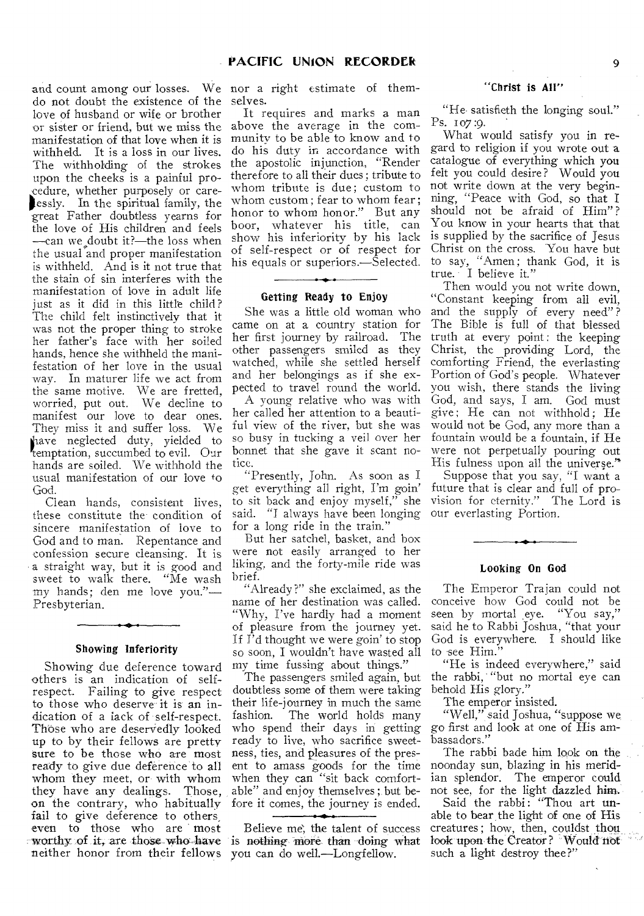and count among our losses. We do not doubt the existence of the love of husband or wife or brother or sister or friend, but we miss the manifestation of that love when it is withheld. It is a loss in our lives. The withholding of the strokes upon the cheeks is a painful procedure, whether purposely or carelessly. In the spiritual family, the great Father doubtless yearns for the love of His children and feels —can we doubt it?—the loss when the usual and proper manifestation is withheld. And is it not true that the stain of sin interferes with the manifestation of love in adult life just as it did in this little child? The child felt instinctively that it was not the proper thing to stroke her father's face with her soiled hands, hence she withheld the manifestation of her love in the usual way. In maturer life we act from the same motive. We are fretted, worried, put out. We decline to manifest our love to dear ones. They miss it and suffer loss. We have neglected duty, yielded to temptation, succumbed to evil. Our hands are soiled. We withhold the usual manifestation of our love to God.

Clean hands, consistent lives, these constitute the condition of sincere manifestation of love to God and to man. Repentance and confession secure cleansing. It is a straight way, but it is good and sweet to walk there. "Me wash my hands; den me love you."—Presbyterian.

### Showing Inferiority

Showing due deference toward others is an indication of self-respect. Failing to give respect to those who deserve it is an indication of a lack of self-respect. Those who are deservedly looked up to by their fellows are pretty sure to be those who are most ready to give due deference to all whom they meet, or with whom they have any dealings. Those, on the contrary, who habitually fail to give deference to others, even to those who are most worthy of it, are those who have neither honor from their fellows nor a right estimate of themselves.

It requires and marks a man above the average in the community to be able to know and to do his duty in accordance with the apostolic injunction, "Render therefore to all their dues; tribute to whom tribute is due; custom to whom custom; fear to whom fear; honor to whom honor." But any boor, whatever his title, can show his inferiority by his lack of self-respect or of respect for his equals or superiors.—Selected.

### Getting Ready to Enjoy

She was a little old woman who came on at a country station for her first journey by railroad. The other passengers smiled as they watched, while she settled herself and her belongings as if she expected to travel round the world.

A young relative who was with her called her attention to a beautiful view of the river, but she was so busy in tucking a veil over her bonnet that she gave it scant notice.

"Presently, John. As soon as I get everything all right, I'm goin' to sit back and enjoy myself," she said. "I always have been longing for a long ride in the train."

But her satchel, basket, and box were not easily arranged to her liking, and the forty-mile ride was brief.

"Already?" she exclaimed, as the name of her destination was called. "Why, I've hardly had a moment of pleasure from the journey yet. If I'd thought we were goin' to stop so soon, I wouldn't have wasted all my time fussing about things."

The passengers smiled again, but doubtless some of them were taking their life-journey in much the same fashion. The world holds many who spend their days in getting ready to live, who sacrifice sweetness, ties, and pleasures of the present to amass goods for the time when they can "sit back comfortable" and enjoy themselves; but before it comes, the journey is ended.

---

Believe me, the talent of success is nothing more than doing what you can do well.—Longfellow.

### "Christ is All"

"He satisfieth the longing soul." Ps. 107:9.

What would satisfy you in regard to religion if you wrote out a catalogue of everything which you felt you could desire? Would you not write down at the very beginning, "Peace with God, so that I should not be afraid of Him"? You know in your hearts that that is supplied by the sacrifice of Jesus Christ on the cross. You have but to say, "Amen; thank God, it is true. I believe it."

Then would you not write down, "Constant keeping from all evil, and the supply of every need"? The Bible is full of that blessed truth at every point: the keeping Christ, the providing Lord, the comforting Friend, the everlasting Portion of God's people. Whatever you wish, there stands the living God, and says, I am. God must give; He can not withhold; He would not be God, any more than a fountain would be a fountain, if He were not perpetually pouring out His fulness upon all the universe."

Suppose that you say, "I want a future that is clear and full of provision for eternity." The Lord is our everlasting Portion.

### Looking On God

The Emperor Trajan could not conceive how God could not be seen by mortal eye. "You say," said he to Rabbi Joshua, "that your God is everywhere. I should like to see Him."

"He is indeed everywhere," said the rabbi, "but no mortal eye can behold His glory."

The emperor insisted.

"Well," said Joshua, "suppose we go first and look at one of His ambassadors."

The rabbi bade him look on the noonday sun, blazing in his meridian splendor. The emperor could not see, for the light dazzled him.

Said the rabbi: "Thou art unable to bear the light of one of His creatures; how, then, couldst thou look upon the Creator? Would not such a light destroy thee?"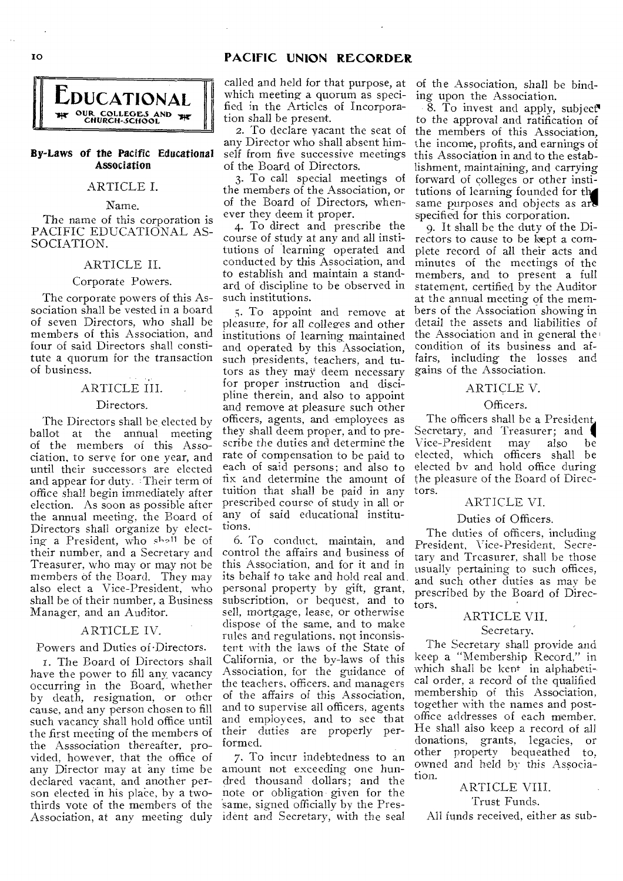# EDUCATIONAL

OUR COLLEGES AND CHURCH-SCHOOL

## By-Laws of the Pacific Educational Association

### ARTICLE I.

Name.

The name of this corporation is PACIFIC EDUCATIONAL ASSOCIATION.

### ARTICLE II.

Corporate Powers.

The corporate powers of this Association shall be vested in a board of seven Directors, who shall be members of this Association, and four of said Directors shall constitute a quorum for the transaction of business.

### ARTICLE III.

Directors.

The Directors shall be elected by ballot at the annual meeting of the members of this Association, to serve for one year, and until their successors are elected and appear for duty. Their term of office shall begin immediately after election. As soon as possible after the annual meeting, the Board of Directors shall organize by electing a President, who shall be of their number, and a Secretary and Treasurer, who may or may not be members of the Board. They may also elect a Vice-President, who shall be of their number, a Business Manager, and an Auditor.

### ARTICLE IV.

Powers and Duties of Directors.

1. The Board of Directors shall have the power to fill any vacancy occurring in the Board, whether by death, resignation, or other cause, and any person chosen to fill such vacancy shall hold office until the first meeting of the members of the Asssociation thereafter, provided, however, that the office of any Director may at any time be declared vacant, and another person elected in his place, by a two-thirds vote of the members of the Association, at any meeting duly called and held for that purpose, at which meeting a quorum as specified in the Articles of Incorporation shall be present.

2. To declare vacant the seat of any Director who shall absent himself from five successive meetings of the Board of Directors.

3. To call special meetings of the members of the Association, or of the Board of Directors, whenever they deem it proper.

4. To direct and prescribe the course of study at any and all institutions of learning operated and conducted by this Association, and to establish and maintain a standard of discipline to be observed in such institutions.

5. To appoint and remove at pleasure, for all colleges and other institutions of learning maintained and operated by this Association, such presidents, teachers, and tutors as they may deem necessary for proper instruction and discipline therein, and also to appoint and remove at pleasure such other officers, agents, and employees as they shall deem proper, and to prescribe the duties and determine the rate of compensation to be paid to each of said persons; and also to fix and determine the amount of tuition that shall be paid in any prescribed course of study in all or any of said educational institutions.

6. To conduct, maintain, and control the affairs and business of this Association, and for it and in its behalf to take and hold real and personal property by gift, grant, subscription, or bequest, and to sell, mortgage, lease, or otherwise dispose of the same, and to make rules and regulations, not inconsistent with the laws of the State of California, or the by-laws of this Association, for the guidance of the teachers, officers, and managers of the affairs of this Association, and to supervise all officers, agents and employees, and to see that their duties are properly performed.

7. To incur indebtedness to an amount not exceeding one hundred thousand dollars; and the note or obligation given for the same, signed officially by the President and Secretary, with the seal of the Association, shall be binding upon the Association.

8. To invest and apply, subject to the approval and ratification of the members of this Association, the income, profits, and earnings of this Association in and to the establishment, maintaining, and carrying forward of colleges or other institutions of learning founded for the same purposes and objects as are specified for this corporation.

9. It shall be the duty of the Directors to cause to be kept a complete record of all their acts and minutes of the meetings of the members, and to present a full statement, certified by the Auditor at the annual meeting of the members of the Association showing in detail the assets and liabilities of the Association and in general the condition of its business and affairs, including the losses and gains of the Association.

### ARTICLE V.

Officers.

The officers shall be a President, Secretary, and Treasurer; and a Vice-President may also be elected, which officers shall be elected by and hold office during the pleasure of the Board of Directors.

### ARTICLE VI.

Duties of Officers.

The duties of officers, including President, Vice-President, Secretary and Treasurer, shall be those usually pertaining to such offices, and such other duties as may be prescribed by the Board of Directors.

### ARTICLE VII.

Secretary.

The Secretary shall provide and keep a "Membership Record," in which shall be kept in alphabetical order, a record of the qualified membership of this Association, together with the names and post-office addresses of each member. He shall also keep a record of all donations, grants, legacies, or other property bequeathed to, owned and held by this Association.

### ARTICLE VIII.

Trust Funds.

All funds received, either as sub-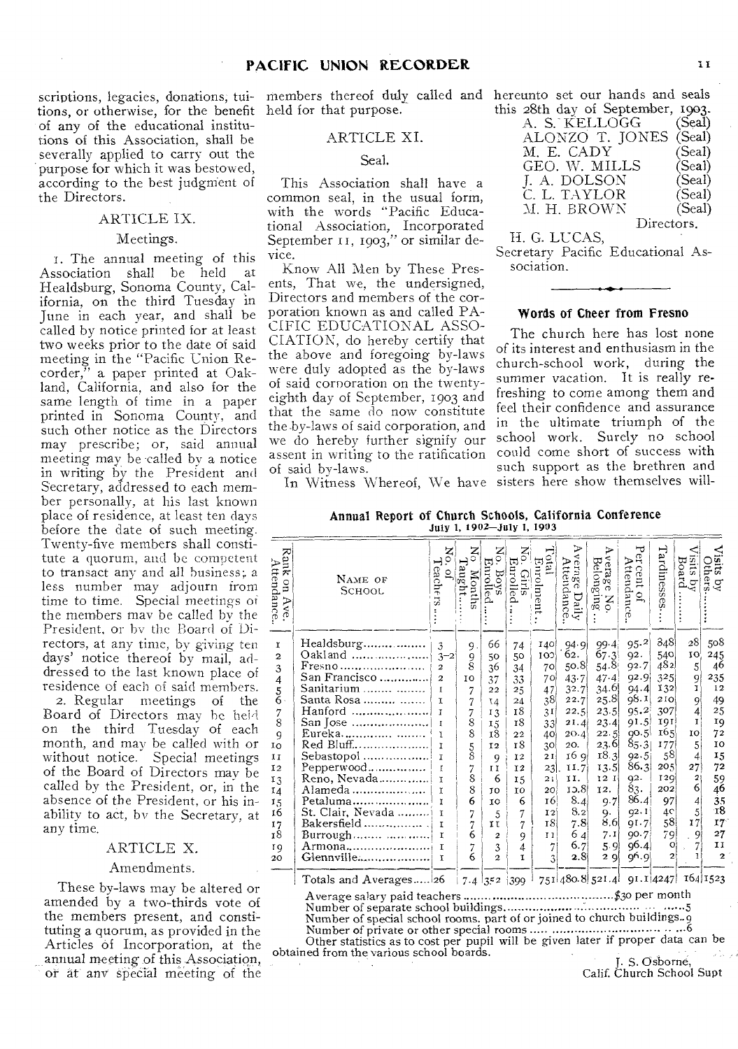scriptions, legacies, donations, tuitions, or otherwise, for the benefit of any of the educational institutions of this Association, shall be severally applied to carry out the purpose for which it was bestowed, according to the best judgment of the Directors.

### ARTICLE IX.

#### Meetings.

1. The annual meeting of this Association shall be held at Healdsburg, Sonoma County, California, on the third Tuesday in June in each year, and shall be called by notice printed for at least two weeks prior to the date of said meeting in the "Pacific Union Recorder," a paper printed at Oakland, California, and also for the same length of time in a paper printed in Sonoma County, and such other notice as the Directors may prescribe; or, said annual meeting may be called by a notice in writing by the President and Secretary, addressed to each member personally, at his last known place of residence, at least ten days before the date of such meeting. Twenty-five members shall constitute a quorum, and be competent to transact any and all business; a less number may adjourn from time to time. Special meetings of the members may be called by the President, or by the Board of Directors, at any time, by giving ten days' notice thereof by mail, addressed to the last known place of residence of each of said members.

2. Regular meetings of the Board of Directors may be held on the third Tuesday of each month, and may be called with or without notice. Special meetings of the Board of Directors may be called by the President, or, in the absence of the President, or his inability to act, by the Secretary, at any time.

### ARTICLE X.

#### Amendments.

These by-laws may be altered or amended by a two-thirds vote of the members present, and constituting a quorum, as provided in the Articles of Incorporation, at the annual meeting of this Association, or at any special meeting of the members thereof duly called and held for that purpose.

### ARTICLE XI.

#### Seal.

This Association shall have a common seal, in the usual form, with the words "Pacific Educational Association, Incorporated September 11, 1903," or similar device.

Know All Men by These Presents, That we, the undersigned, Directors and members of the corporation known as and called PACIFIC EDUCATIONAL ASSOCIATION, do hereby certify that the above and foregoing by-laws were duly adopted as the by-laws of said corporation on the twenty-eighth day of September, 1903 and that the same do now constitute the by-laws of said corporation, and we do hereby further signify our assent in writing to the ratification of said by-laws.

In Witness Whereof, We have hereunto set our hands and seals this 28th day of September, 1903.

A. S. KELLOGG (Seal)
ALONZO T. JONES (Seal)
M. E. CADY (Seal)
GEO. W. MILLS (Seal)
J. A. DOLSON (Seal)
C. L. TAYLOR (Seal)
M. H. BROWN (Seal)
Directors.

H. G. LUCAS,
Secretary Pacific Educational Association.

## Words of Cheer from Fresno

The church here has lost none of its interest and enthusiasm in the church-school work, during the summer vacation. It is really refreshing to come among them and feel their confidence and assurance in the ultimate triumph of the school work. Surely no school could come short of success with such support as the brethren and sisters here show themselves will-

## Annual Report of Church Schools, California Conference
July 1, 1902—July 1, 1903

| Rank on Ave. Attendance | Name of School | No. of Teachers | No. Months Taught | No. Boys Enrolled | No. Girls Enrolled | Total Enrolment | Average Daily Attendance | Average No. Belonging | Per cent of Attendance | Tardinesses | Visits by Board | Visits by Others |
|---|---|---|---|---|---|---|---|---|---|---|---|---|
| 1 | Healdsburg | 3 | 9 | 66 | 74 | 140 | 94.9 | 99.4 | 95.2 | 848 | 28 | 508 |
| 2 | Oakland | 3–2 | 9 | 50 | 50 | 100 | 62. | 67.3 | 92. | 540 | 10 | 245 |
| 3 | Fresno | 2 | 8 | 36 | 34 | 70 | 50.8 | 54.8 | 92.7 | 482 | 5 | 46 |
| 4 | San Francisco | 2 | 10 | 37 | 33 | 70 | 43.7 | 47.4 | 92.9 | 325 | 9 | 235 |
| 5 | Sanitarium | 1 | 7 | 22 | 25 | 47 | 32.7 | 34.6 | 94.4 | 132 | 1 | 12 |
| 6 | Santa Rosa | 1 | 7 | 14 | 24 | 38 | 22.7 | 25.8 | 98.1 | 210 | 9 | 49 |
| 7 | Hanford | 1 | 7 | 13 | 18 | 31 | 22.5 | 23.5 | 95.2 | 307 | 4 | 25 |
| 8 | San Jose | 1 | 8 | 15 | 18 | 33 | 21.4 | 23.4 | 91.5 | 191 | 1 | 19 |
| 9 | Eureka | 1 | 8 | 18 | 22 | 40 | 20.4 | 22.5 | 90.5 | 165 | 10 | 72 |
| 10 | Red Bluff | 1 | 5 | 12 | 18 | 30 | 20. | 23.6 | 85.3 | 177 | 5 | 10 |
| 11 | Sebastopol | 1 | 8 | 9 | 12 | 21 | 16.9 | 18.3 | 92.5 | 58 | 4 | 15 |
| 12 | Pepperwood | 1 | 7 | 11 | 12 | 23 | 11.7 | 13.5 | 86.3 | 205 | 27 | 72 |
| 13 | Reno, Nevada | 1 | 8 | 6 | 15 | 21 | 11. | 12.1 | 92. | 129 | 2 | 59 |
| 14 | Alameda | 1 | 8 | 10 | 10 | 20 | 10.8 | 12. | 83. | 202 | 6 | 46 |
| 15 | Petaluma | 1 | 6 | 10 | 6 | 16 | 8.4 | 9.7 | 86.4 | 97 | 4 | 35 |
| 16 | St. Clair, Nevada | 1 | 7 | 5 | 7 | 12 | 8.2 | 9. | 92.1 | 40 | 5 | 18 |
| 17 | Bakersfield | 1 | 7 | 11 | 7 | 18 | 7.8 | 8.6 | 91.7 | 58 | 17 | 17 |
| 18 | Burrough | 1 | 6 | 2 | 9 | 11 | 6.4 | 7.1 | 90.7 | 79 | 9 | 27 |
| 19 | Armona | 1 | 7 | 3 | 4 | 7 | 6.7 | 5.9 | 96.4 | 0 | 7 | 11 |
| 20 | Glennville | 1 | 6 | 2 | 1 | 3 | 2.8 | 2.9 | 96.9 | 2 | 1 | 2 |
| | Totals and Averages | 26 | 7.4 | 352 | 399 | 751 | 480.8 | 521.4 | 91.1 | 4247 | 164 | 1523 |

Average salary paid teachers ........ $30 per month
Number of separate school buildings ........ 5
Number of special school rooms, part of or joined to church buildings.. 9
Number of private or other special rooms ........ 6
Other statistics as to cost per pupil will be given later if proper data can be obtained from the various school boards.

J. S. Osborne,
Calif. Church School Supt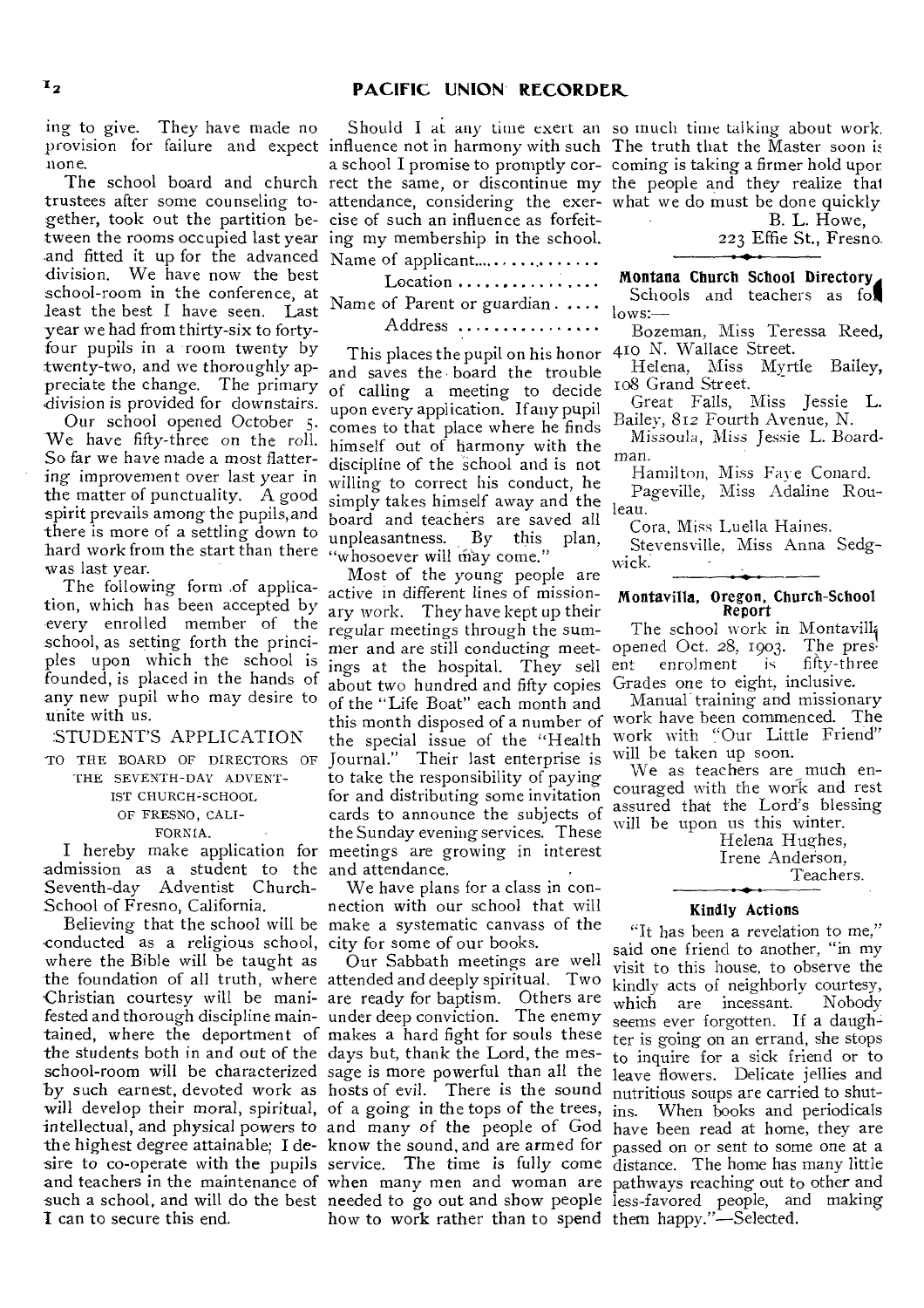ing to give. They have made no provision for failure and expect none.

The school board and church trustees after some counseling together, took out the partition between the rooms occupied last year and fitted it up for the advanced division. We have now the best school-room in the conference, at least the best I have seen. Last year we had from thirty-six to forty-four pupils in a room twenty by twenty-two, and we thoroughly appreciate the change. The primary division is provided for downstairs.

Our school opened October 5. We have fifty-three on the roll. So far we have made a most flattering improvement over last year in the matter of punctuality. A good spirit prevails among the pupils, and there is more of a settling down to hard work from the start than there was last year.

The following form of application, which has been accepted by every enrolled member of the school, as setting forth the principles upon which the school is founded, is placed in the hands of any new pupil who may desire to unite with us.

STUDENT'S APPLICATION

TO THE BOARD OF DIRECTORS OF THE SEVENTH-DAY ADVENTIST CHURCH-SCHOOL OF FRESNO, CALIFORNIA.

I hereby make application for admission as a student to the Seventh-day Adventist Church-School of Fresno, California.

Believing that the school will be conducted as a religious school, where the Bible will be taught as the foundation of all truth, where Christian courtesy will be manifested and thorough discipline maintained, where the deportment of the students both in and out of the school-room will be characterized by such earnest, devoted work as will develop their moral, spiritual, intellectual, and physical powers to the highest degree attainable; I desire to co-operate with the pupils and teachers in the maintenance of such a school, and will do the best I can to secure this end.

Should I at any time exert an influence not in harmony with such a school I promise to promptly correct the same, or discontinue my attendance, considering the exercise of such an influence as forfeiting my membership in the school.

Name of applicant................

Location ................

Name of Parent or guardian.....

Address ................

This places the pupil on his honor and saves the board the trouble of calling a meeting to decide upon every application. If any pupil comes to that place where he finds himself out of harmony with the discipline of the school and is not willing to correct his conduct, he simply takes himself away and the board and teachers are saved all unpleasantness. By this plan, "whosoever will may come."

Most of the young people are active in different lines of missionary work. They have kept up their regular meetings through the summer and are still conducting meetings at the hospital. They sell about two hundred and fifty copies of the "Life Boat" each month and this month disposed of a number of the special issue of the "Health Journal." Their last enterprise is to take the responsibility of paying for and distributing some invitation cards to announce the subjects of the Sunday evening services. These meetings are growing in interest and attendance.

We have plans for a class in connection with our school that will make a systematic canvass of the city for some of our books.

Our Sabbath meetings are well attended and deeply spiritual. Two are ready for baptism. Others are under deep conviction. The enemy makes a hard fight for souls these days but, thank the Lord, the message is more powerful than all the hosts of evil. There is the sound of a going in the tops of the trees, and many of the people of God know the sound, and are armed for service. The time is fully come when many men and woman are needed to go out and show people how to work rather than to spend so much time talking about work. The truth that the Master soon is coming is taking a firmer hold upon the people and they realize that what we do must be done quickly.

B. L. Howe,
223 Effie St., Fresno.

### Montana Church School Directory

Schools and teachers as follows:—

Bozeman, Miss Teressa Reed, 410 N. Wallace Street.

Helena, Miss Myrtle Bailey, 108 Grand Street.

Great Falls, Miss Jessie L. Bailey, 812 Fourth Avenue, N.

Missoula, Miss Jessie L. Boardman.

Hamilton, Miss Faye Conard.

Pageville, Miss Adaline Rouleau.

Cora, Miss Luella Haines.

Stevensville, Miss Anna Sedgwick.

### Montavilla, Oregon, Church-School Report

The school work in Montavilla opened Oct. 28, 1903. The present enrolment is fifty-three Grades one to eight, inclusive.

Manual training and missionary work have been commenced. The work with "Our Little Friend" will be taken up soon.

We as teachers are much encouraged with the work and rest assured that the Lord's blessing will be upon us this winter.

Helena Hughes,
Irene Anderson,
Teachers.

### Kindly Actions

"It has been a revelation to me," said one friend to another, "in my visit to this house, to observe the kindly acts of neighborly courtesy, which are incessant. Nobody seems ever forgotten. If a daughter is going on an errand, she stops to inquire for a sick friend or to leave flowers. Delicate jellies and nutritious soups are carried to shut-ins. When books and periodicals have been read at home, they are passed on or sent to some one at a distance. The home has many little pathways reaching out to other and less-favored people, and making them happy."—Selected.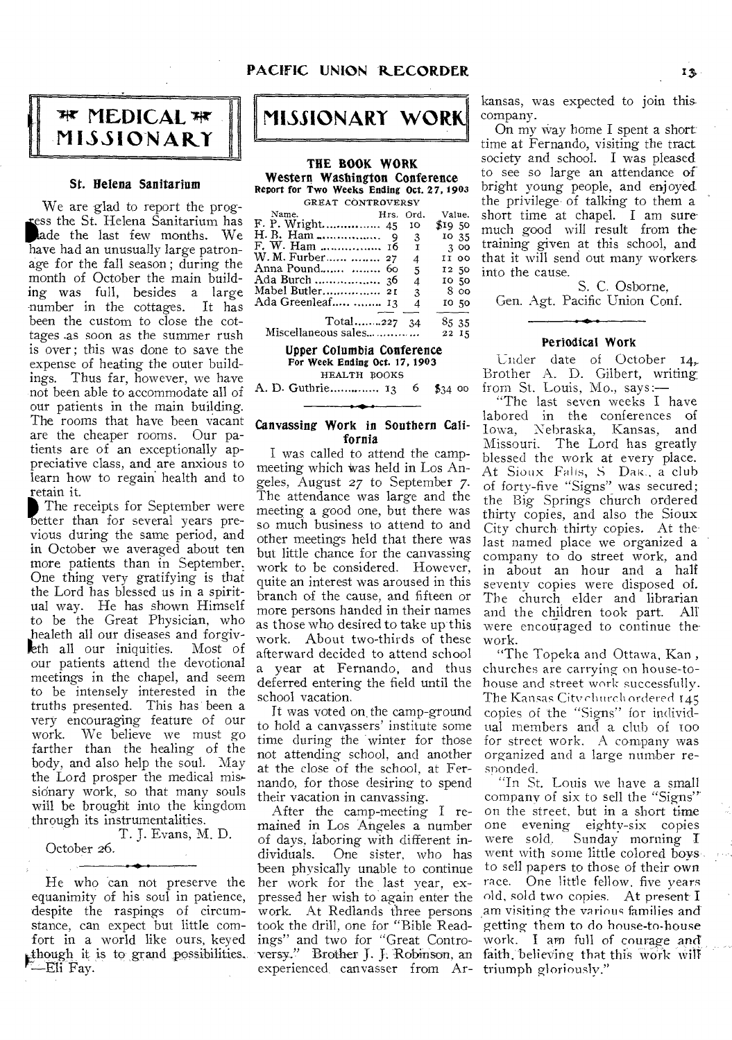# MEDICAL MISSIONARY

### St. Helena Sanitarium

We are glad to report the progress the St. Helena Sanitarium has made the last few months. We have had an unusually large patronage for the fall season; during the month of October the main building was full, besides a large number in the cottages. It has been the custom to close the cottages as soon as the summer rush is over; this was done to save the expense of heating the outer buildings. Thus far, however, we have not been able to accommodate all of our patients in the main building. The rooms that have been vacant are the cheaper rooms. Our patients are of an exceptionally appreciative class, and are anxious to learn how to regain health and to retain it.

The receipts for September were better than for several years previous during the same period, and in October we averaged about ten more patients than in September. One thing very gratifying is that the Lord has blessed us in a spiritual way. He has shown Himself to be the Great Physician, who healeth all our diseases and forgiveth all our iniquities. Most of our patients attend the devotional meetings in the chapel, and seem to be intensely interested in the truths presented. This has been a very encouraging feature of our work. We believe we must go farther than the healing of the body, and also help the soul. May the Lord prosper the medical missionary work, so that many souls will be brought into the kingdom through its instrumentalities.

T. J. Evans, M. D.

October 26.

---

He who can not preserve the equanimity of his soul in patience, despite the raspings of circumstance, can expect but little comfort in a world like ours, keyed though it is to grand possibilities. —Eli Fay.

# MISSIONARY WORK

### THE BOOK WORK

**Western Washington Conference**
**Report for Two Weeks Ending Oct. 27, 1903**

GREAT CONTROVERSY

| Name. | Hrs. | Ord. | Value. |
|---|---|---|---|
| F. P. Wright | 45 | 10 | $19 50 |
| H. B. Ham | 9 | 3 | 10 35 |
| F. W. Ham | 16 | 1 | 3 00 |
| W. M. Furber | 27 | 4 | 11 00 |
| Anna Pound | 60 | 5 | 12 50 |
| Ada Burch | 36 | 4 | 10 50 |
| Mabel Butler | 21 | 3 | 8 00 |
| Ada Greenleaf | 13 | 4 | 10 50 |
| Total | 227 | 34 | 85 35 |
| Miscellaneous sales | | | 22 15 |

**Upper Columbia Conference**
**For Week Ending Oct. 17, 1903**

HEALTH BOOKS

| Name. | Hrs. | Ord. | Value. |
|---|---|---|---|
| A. D. Guthrie | 13 | 6 | $34 00 |

---

### Canvassing Work in Southern California

I was called to attend the camp-meeting which was held in Los Angeles, August 27 to September 7. The attendance was large and the meeting a good one, but there was so much business to attend to and other meetings held that there was but little chance for the canvassing work to be considered. However, quite an interest was aroused in this branch of the cause, and fifteen or more persons handed in their names as those who desired to take up this work. About two-thirds of these afterward decided to attend school a year at Fernando, and thus deferred entering the field until the school vacation.

It was voted on the camp-ground to hold a canvassers' institute some time during the winter for those not attending school, and another at the close of the school, at Fernando, for those desiring to spend their vacation in canvassing.

After the camp-meeting I remained in Los Angeles a number of days, laboring with different individuals. One sister, who has been physically unable to continue her work for the last year, expressed her wish to again enter the work. At Redlands three persons took the drill, one for "Bible Readings" and two for "Great Controversy." Brother J. J. Robinson, an experienced canvasser from Arkansas, was expected to join this company.

On my way home I spent a short time at Fernando, visiting the tract society and school. I was pleased to see so large an attendance of bright young people, and enjoyed the privilege of talking to them a short time at chapel. I am sure much good will result from the training given at this school, and that it will send out many workers into the cause.

S. C. Osborne,
Gen. Agt. Pacific Union Conf.

---

### Periodical Work

Under date of October 14, Brother A. D. Gilbert, writing from St. Louis, Mo., says:—

"The last seven weeks I have labored in the conferences of Iowa, Nebraska, Kansas, and Missouri. The Lord has greatly blessed the work at every place. At Sioux Falls, S. Dak., a club of forty-five "Signs" was secured; the Big Springs church ordered thirty copies, and also the Sioux City church thirty copies. At the last named place we organized a company to do street work, and in about an hour and a half seventy copies were disposed of. The church elder and librarian and the children took part. All were encouraged to continue the work.

"The Topeka and Ottawa, Kan., churches are carrying on house-to-house and street work successfully. The Kansas City church ordered 145 copies of the "Signs" for individual members and a club of 100 for street work. A company was organized and a large number responded.

"In St. Louis we have a small company of six to sell the "Signs" on the street, but in a short time one evening eighty-six copies were sold. Sunday morning I went with some little colored boys to sell papers to those of their own race. One little fellow, five years old, sold two copies. At present I am visiting the various families and getting them to do house-to-house work. I am full of courage and faith, believing that this work will triumph gloriously."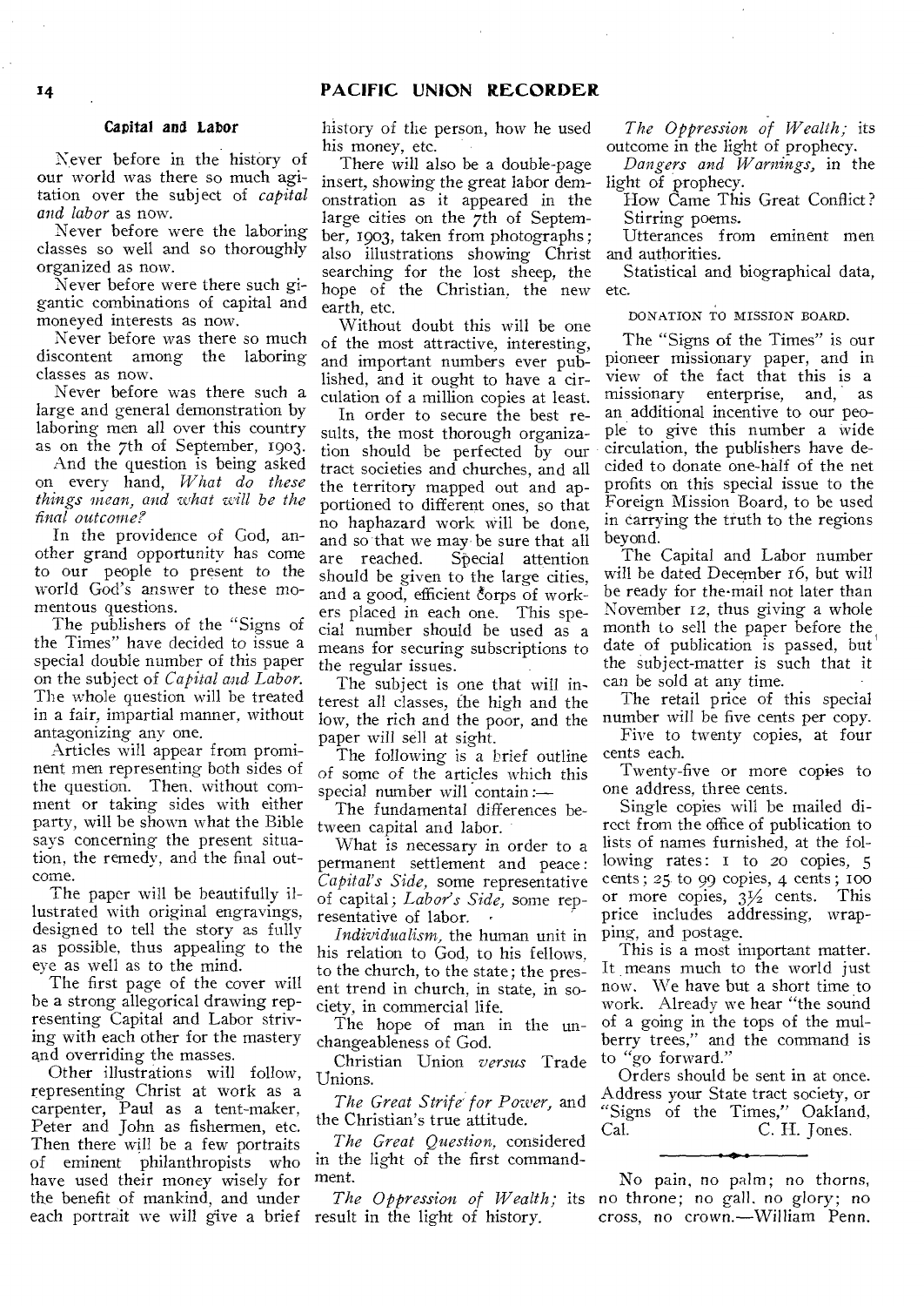### Capital and Labor

Never before in the history of our world was there so much agitation over the subject of *capital and labor* as now.

Never before were the laboring classes so well and so thoroughly organized as now.

Never before were there such gigantic combinations of capital and moneyed interests as now.

Never before was there so much discontent among the laboring classes as now.

Never before was there such a large and general demonstration by laboring men all over this country as on the 7th of September, 1903.

And the question is being asked on every hand, *What do these things mean, and what will be the final outcome?*

In the providence of God, another grand opportunity has come to our people to present to the world God's answer to these momentous questions.

The publishers of the "Signs of the Times" have decided to issue a special double number of this paper on the subject of *Capital and Labor.* The whole question will be treated in a fair, impartial manner, without antagonizing any one.

Articles will appear from prominent men representing both sides of the question. Then, without comment or taking sides with either party, will be shown what the Bible says concerning the present situation, the remedy, and the final outcome.

The paper will be beautifully illustrated with original engravings, designed to tell the story as fully as possible, thus appealing to the eye as well as to the mind.

The first page of the cover will be a strong allegorical drawing representing Capital and Labor striving with each other for the mastery and overriding the masses.

Other illustrations will follow, representing Christ at work as a carpenter, Paul as a tent-maker, Peter and John as fishermen, etc. Then there will be a few portraits of eminent philanthropists who have used their money wisely for the benefit of mankind, and under each portrait we will give a brief history of the person, how he used his money, etc.

There will also be a double-page insert, showing the great labor demonstration as it appeared in the large cities on the 7th of September, 1903, taken from photographs; also illustrations showing Christ searching for the lost sheep, the hope of the Christian, the new earth, etc.

Without doubt this will be one of the most attractive, interesting, and important numbers ever published, and it ought to have a circulation of a million copies at least.

In order to secure the best results, the most thorough organization should be perfected by our tract societies and churches, and all the territory mapped out and apportioned to different ones, so that no haphazard work will be done, and so that we may be sure that all are reached. Special attention should be given to the large cities, and a good, efficient corps of workers placed in each one. This special number should be used as a means for securing subscriptions to the regular issues.

The subject is one that will interest all classes, the high and the low, the rich and the poor, and the paper will sell at sight.

The following is a brief outline of some of the articles which this special number will contain:—

The fundamental differences between capital and labor.

What is necessary in order to a permanent settlement and peace: *Capital's Side,* some representative of capital; *Labor's Side,* some representative of labor.

*Individualism,* the human unit in his relation to God, to his fellows, to the church, to the state; the present trend in church, in state, in society, in commercial life.

The hope of man in the unchangeableness of God.

Christian Union *versus* Trade Unions.

*The Great Strife for Power,* and the Christian's true attitude.

*The Great Question,* considered in the light of the first commandment.

*The Oppression of Wealth;* its result in the light of history.

*The Oppression of Wealth;* its outcome in the light of prophecy.

*Dangers and Warnings,* in the light of prophecy.

How Came This Great Conflict?

Stirring poems.

Utterances from eminent men and authorities.

Statistical and biographical data, etc.

DONATION TO MISSION BOARD.

The "Signs of the Times" is our pioneer missionary paper, and in view of the fact that this is a missionary enterprise, and, as an additional incentive to our people to give this number a wide circulation, the publishers have decided to donate one-half of the net profits on this special issue to the Foreign Mission Board, to be used in carrying the truth to the regions beyond.

The Capital and Labor number will be dated December 16, but will be ready for the mail not later than November 12, thus giving a whole month to sell the paper before the date of publication is passed, but the subject-matter is such that it can be sold at any time.

The retail price of this special number will be five cents per copy.

Five to twenty copies, at four cents each.

Twenty-five or more copies to one address, three cents.

Single copies will be mailed direct from the office of publication to lists of names furnished, at the following rates: 1 to 20 copies, 5 cents; 25 to 99 copies, 4 cents; 100 or more copies, 3½ cents. This price includes addressing, wrapping, and postage.

This is a most important matter. It means much to the world just now. We have but a short time to work. Already we hear "the sound of a going in the tops of the mulberry trees," and the command is to "go forward."

Orders should be sent in at once. Address your State tract society, or "Signs of the Times," Oakland, Cal.

C. H. Jones.

---

No pain, no palm; no thorns, no throne; no gall, no glory; no cross, no crown.—William Penn.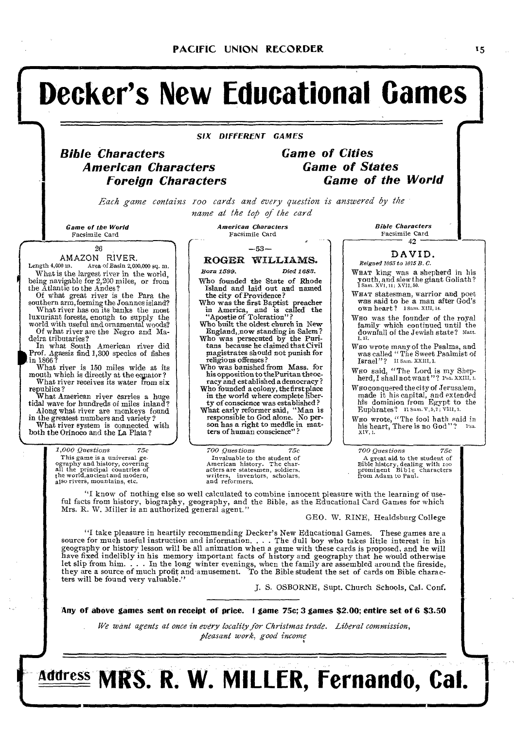# Decker's New Educational Games

SIX DIFFERENT GAMES

***Bible Characters***
***American Characters***
***Foreign Characters***

***Game of Cities***
***Game of States***
***Game of the World***

*Each game contains 100 cards and every question is answered by the name at the top of the card*

**Game of the World**
Facsimile Card

26

AMAZON RIVER.

Length 4,000 m. Area of Basin 2,000,000 sq. m.

What is the largest river in the world, being navigable for 2,200 miles, or from the Atlantic to the Andes?
Of what great river is the Para the southern arm, forming the Joannes island?
What river has on its banks the most luxuriant forests, enough to supply the world with useful and ornamental woods?
Of what river are the Negro and Madeira tributaries?
In what South American river did Prof. Agassiz find 1,300 species of fishes in 1866?
What river is 150 miles wide at its mouth which is directly at the equator?
What river receives its water from six republics?
What American river carries a huge tidal wave for hundreds of miles inland?
Along what river are monkeys found in the greatest numbers and variety?
What river system is connected with both the Orinoco and the La Plata?

*1,000 Questions* 75c
This game is a universal geography and history, covering all the principal countries of the world, ancient and modern, also rivers, mountains, etc.

**American Characters**
Facsimile Card

—53—

ROGER WILLIAMS.

*Born 1599.* *Died 1683.*

Who founded the State of Rhode Island and laid out and named the city of Providence?
Who was the first Baptist preacher in America, and is called the "Apostle of Toleration"?
Who built the oldest church in New England, now standing in Salem?
Who was persecuted by the Puritans because he claimed that Civil magistrates should not punish for religious offenses?
Who was banished from Mass. for his opposition to the Puritan theocracy and established a democracy?
Who founded a colony, the first place in the world where complete liberty of conscience was established?
What early reformer said, "Man is responsible to God alone. No person has a right to meddle in matters of human conscience"?

*700 Questions* 75c
Invaluable to the student of American history. The characters are statesmen, soldiers, writers, inventors, scholars, and reformers.

**Bible Characters**
Facsimile Card

42

DAVID.

*Reigned 1055 to 1015 B. C.*

WHAT king was a shepherd in his youth, and slew the giant Goliath? I Sam. XVI, 11; XVII, 50.
WHAT statesman, warrior and poet was said to be a man after God's own heart? I Sam. XIII, 14.
WHO was the founder of the royal family which continued until the downfall of the Jewish state? Matt. I, 17.
WHO wrote many of the Psalms, and was called "The Sweet Psalmist of Israel"? II Sam. XXIII, 1.
WHO said, "The Lord is my Shepherd, I shall not want"? Psa. XXIII, 1.
WHO conquered the city of Jerusalem, made it his capital, and extended his dominion from Egypt to the Euphrates? II Sam. V, 5, 7; VIII, 3.
WHO wrote, "The fool hath said in his heart, There is no God"? Psa. XIV, 1.

*700 Questions* 75c
A great aid to the student of Bible history, dealing with 100 prominent Bible characters from Adam to Paul.

"I know of nothing else so well calculated to combine innocent pleasure with the learning of useful facts from history, biography, geography, and the Bible, as the Educational Card Games for which Mrs. R. W. Miller is an authorized general agent."

GEO. W. RINE, Healdsburg College

"I take pleasure in heartily recommending Decker's New Educational Games. These games are a source for much useful instruction and information. . . . The dull boy who takes little interest in his geography or history lesson will be all animation when a game with these cards is proposed, and he will have fixed indelibly in his memory important facts of history and geography that he would otherwise let slip from him. . . . In the long winter evenings, when the family are assembled around the fireside, they are a source of much profit and amusement. To the Bible student the set of cards on Bible characters will be found very valuable."

J. S. OSBORNE, Supt. Church Schools, Cal. Conf.

**Any of above games sent on receipt of price. 1 game 75c; 3 games $2.00; entire set of 6 $3.50**

*We want agents at once in every locality for Christmas trade. Liberal commission, pleasant work, good income*

## Address MRS. R. W. MILLER, Fernando, Cal.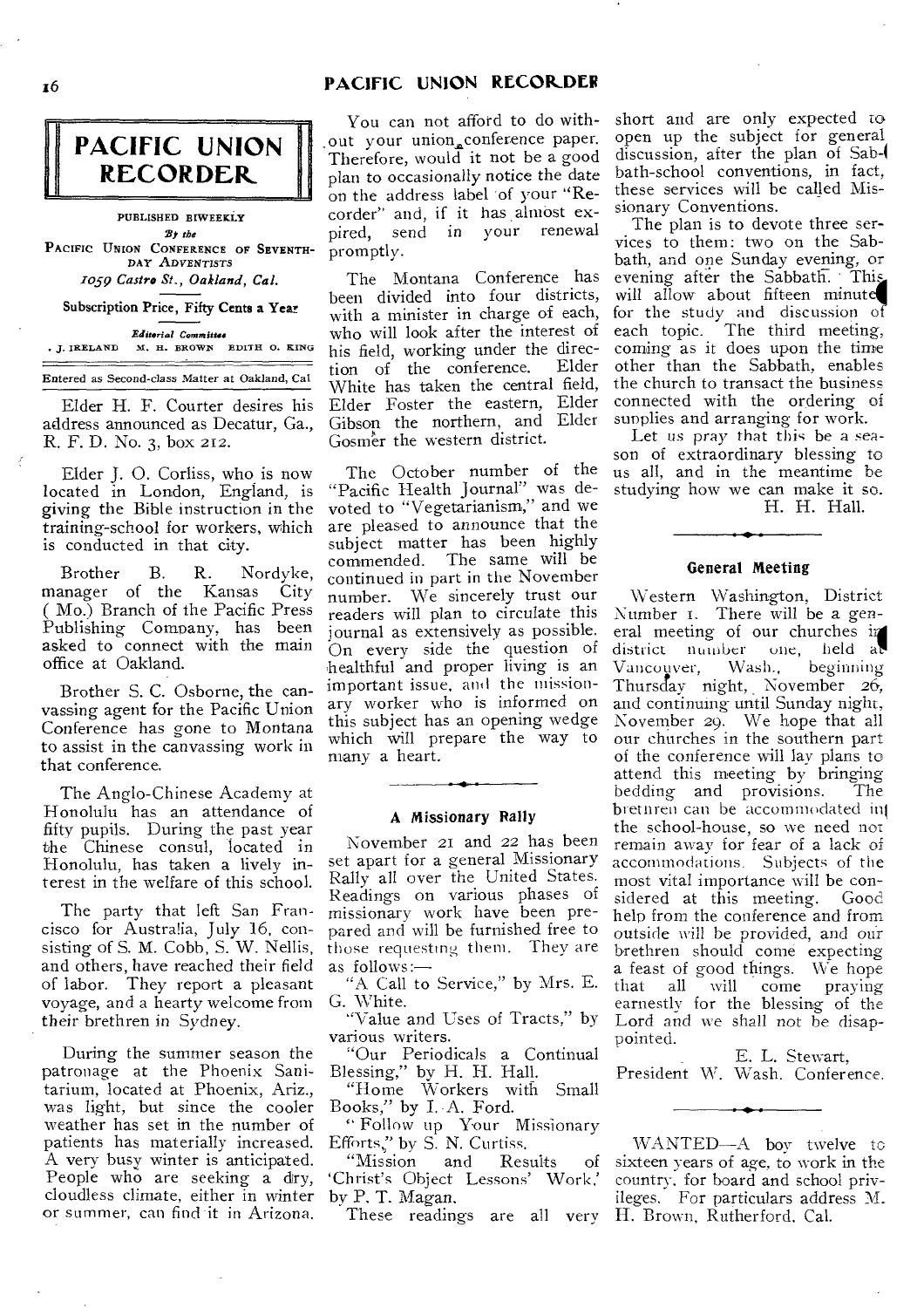# PACIFIC UNION RECORDER

PUBLISHED BIWEEKLY

*By the*

PACIFIC UNION CONFERENCE OF SEVENTH-DAY ADVENTISTS

*1059 Castro St., Oakland, Cal.*

**Subscription Price, Fifty Cents a Year**

*Editorial Committee*

J. IRELAND M. H. BROWN EDITH O. KING

Entered as Second-class Matter at Oakland, Cal

Elder H. F. Courter desires his address announced as Decatur, Ga., R. F. D. No. 3, box 212.

Elder J. O. Corliss, who is now located in London, England, is giving the Bible instruction in the training-school for workers, which is conducted in that city.

Brother B. R. Nordyke, manager of the Kansas City (Mo.) Branch of the Pacific Press Publishing Company, has been asked to connect with the main office at Oakland.

Brother S. C. Osborne, the canvassing agent for the Pacific Union Conference has gone to Montana to assist in the canvassing work in that conference.

The Anglo-Chinese Academy at Honolulu has an attendance of fifty pupils. During the past year the Chinese consul, located in Honolulu, has taken a lively interest in the welfare of this school.

The party that left San Francisco for Australia, July 16, consisting of S. M. Cobb, S. W. Nellis, and others, have reached their field of labor. They report a pleasant voyage, and a hearty welcome from their brethren in Sydney.

During the summer season the patronage at the Phoenix Sanitarium, located at Phoenix, Ariz., was light, but since the cooler weather has set in the number of patients has materially increased. A very busy winter is anticipated. People who are seeking a dry, cloudless climate, either in winter or summer, can find it in Arizona.

You can not afford to do without your union conference paper. Therefore, would it not be a good plan to occasionally notice the date on the address label of your "Recorder" and, if it has almost expired, send in your renewal promptly.

The Montana Conference has been divided into four districts, with a minister in charge of each, who will look after the interest of his field, working under the direction of the conference. Elder White has taken the central field, Elder Foster the eastern, Elder Gibson the northern, and Elder Gosmer the western district.

The October number of the "Pacific Health Journal" was devoted to "Vegetarianism," and we are pleased to announce that the subject matter has been highly commended. The same will be continued in part in the November number. We sincerely trust our readers will plan to circulate this journal as extensively as possible. On every side the question of healthful and proper living is an important issue, and the missionary worker who is informed on this subject has an opening wedge which will prepare the way to many a heart.

### A Missionary Rally

November 21 and 22 has been set apart for a general Missionary Rally all over the United States. Readings on various phases of missionary work have been prepared and will be furnished free to those requesting them. They are as follows:—

"A Call to Service," by Mrs. E. G. White.

"Value and Uses of Tracts," by various writers.

"Our Periodicals a Continual Blessing," by H. H. Hall.

"Home Workers with Small Books," by I. A. Ford.

"Follow up Your Missionary Efforts," by S. N. Curtiss.

"Mission and Results of 'Christ's Object Lessons' Work,' by P. T. Magan.

These readings are all very short and are only expected to open up the subject for general discussion, after the plan of Sabbath-school conventions, in fact, these services will be called Missionary Conventions.

The plan is to devote three services to them: two on the Sabbath, and one Sunday evening, or evening after the Sabbath. This will allow about fifteen minutes for the study and discussion of each topic. The third meeting, coming as it does upon the time other than the Sabbath, enables the church to transact the business connected with the ordering of supplies and arranging for work.

Let us pray that this be a season of extraordinary blessing to us all, and in the meantime be studying how we can make it so.

H. H. Hall.

### General Meeting

Western Washington, District Number 1. There will be a general meeting of our churches in district number one, held at Vancouver, Wash., beginning Thursday night, November 26, and continuing until Sunday night, November 29. We hope that all our churches in the southern part of the conference will lay plans to attend this meeting by bringing bedding and provisions. The brethren can be accommodated in the school-house, so we need not remain away for fear of a lack of accommodations. Subjects of the most vital importance will be considered at this meeting. Good help from the conference and from outside will be provided, and our brethren should come expecting a feast of good things. We hope that all will come praying earnestly for the blessing of the Lord and we shall not be disappointed.

E. L. Stewart,
President W. Wash. Conference.

WANTED—A boy twelve to sixteen years of age, to work in the country, for board and school privileges. For particulars address M. H. Brown, Rutherford, Cal.